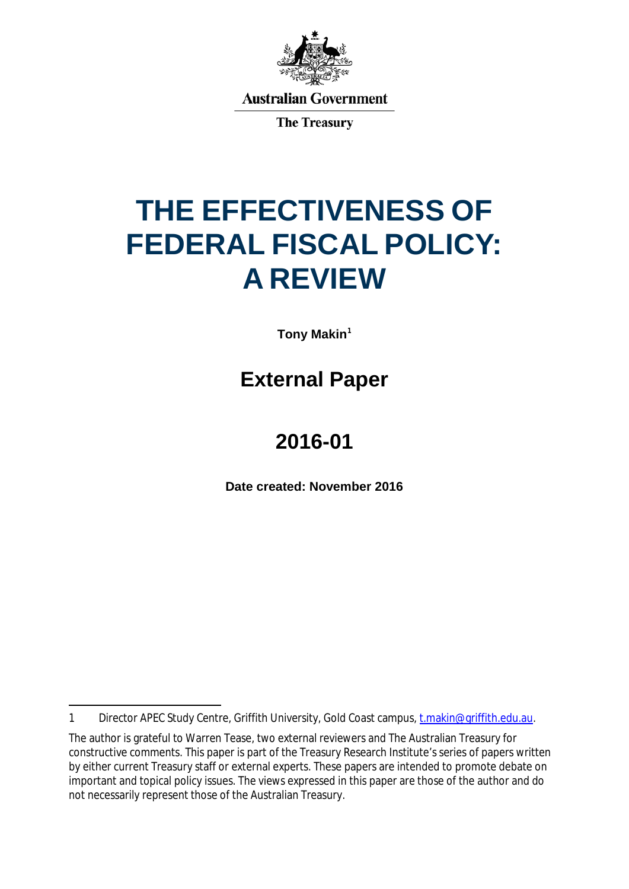Australian Government

The Treasury

# THE EFFECTIVENESS OF FEDERAL FISCAL POLICY: A REVIEW

**Tony Makin**[1]

## External Paper

## 2016-01

**Date created: November 2016**

---

1 Director APEC Study Centre, Griffith University, Gold Coast campus, t.makin@griffith.edu.au.

The author is grateful to Warren Tease, two external reviewers and The Australian Treasury for constructive comments. This paper is part of the Treasury Research Institute's series of papers written by either current Treasury staff or external experts. These papers are intended to promote debate on important and topical policy issues. The views expressed in this paper are those of the author and do not necessarily represent those of the Australian Treasury.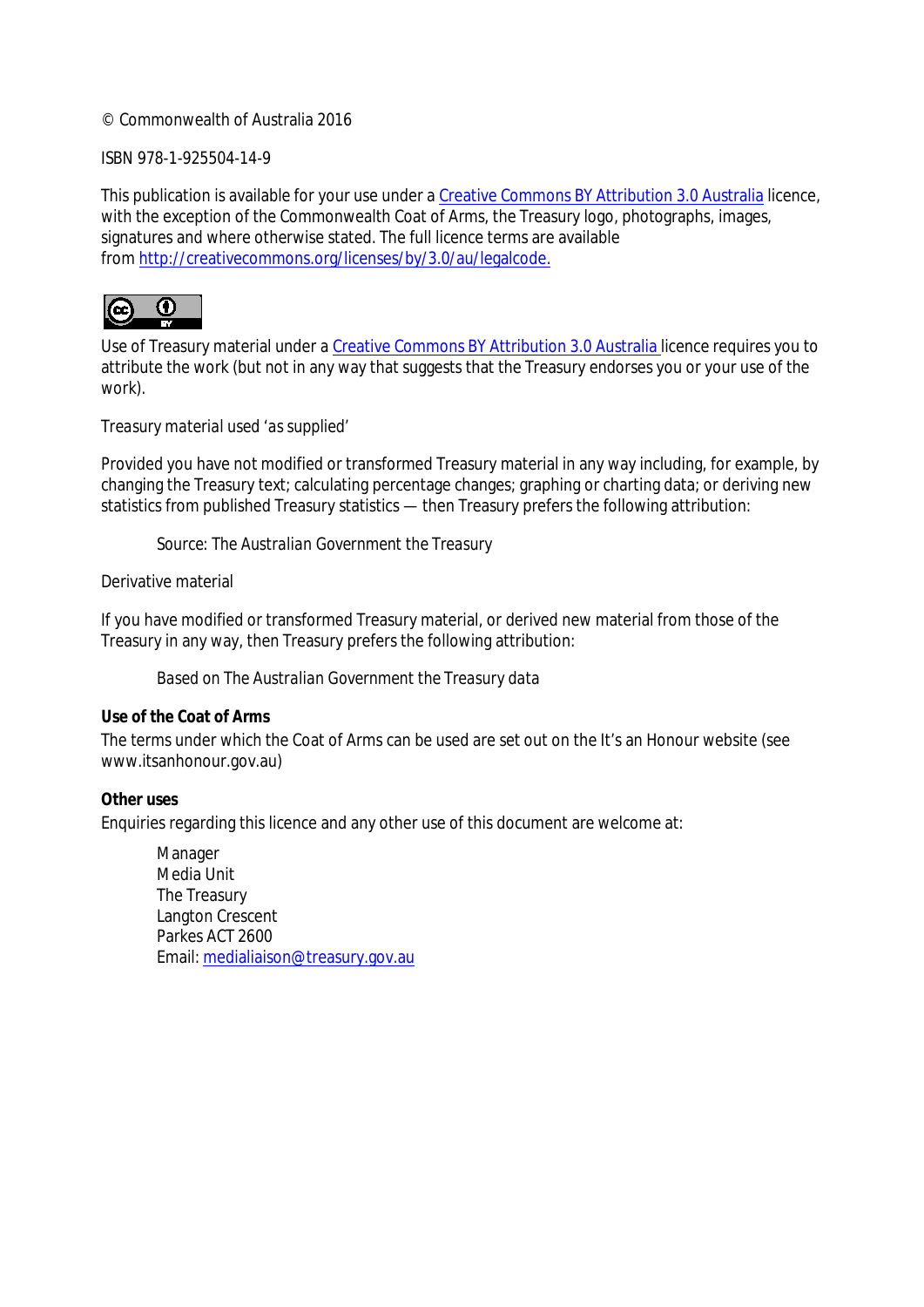© Commonwealth of Australia 2016

ISBN 978-1-925504-14-9

This publication is available for your use under a Creative Commons BY Attribution 3.0 Australia licence, with the exception of the Commonwealth Coat of Arms, the Treasury logo, photographs, images, signatures and where otherwise stated. The full licence terms are available from http://creativecommons.org/licenses/by/3.0/au/legalcode.

Use of Treasury material under a Creative Commons BY Attribution 3.0 Australia licence requires you to attribute the work (but not in any way that suggests that the Treasury endorses you or your use of the work).

*Treasury material used 'as supplied'*

Provided you have not modified or transformed Treasury material in any way including, for example, by changing the Treasury text; calculating percentage changes; graphing or charting data; or deriving new statistics from published Treasury statistics — then Treasury prefers the following attribution:

> Source: The *Australian Government the Treasury*

*Derivative material*

If you have modified or transformed Treasury material, or derived new material from those of the Treasury in any way, then Treasury prefers the following attribution:

> Based on The *Australian Government the Treasury data*

**Use of the Coat of Arms**

The terms under which the Coat of Arms can be used are set out on the It's an Honour website (see www.itsanhonour.gov.au)

**Other uses**

Enquiries regarding this licence and any other use of this document are welcome at:

> Manager
> Media Unit
> The Treasury
> Langton Crescent
> Parkes ACT 2600
> Email: medialiaison@treasury.gov.au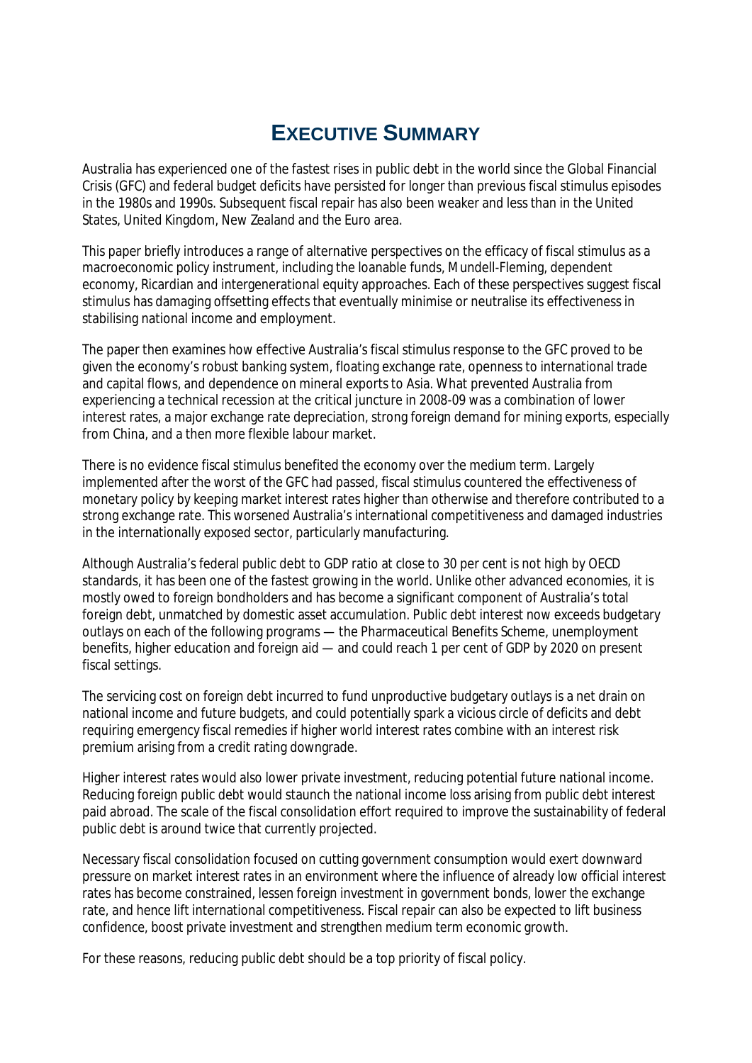# EXECUTIVE SUMMARY

Australia has experienced one of the fastest rises in public debt in the world since the Global Financial Crisis (GFC) and federal budget deficits have persisted for longer than previous fiscal stimulus episodes in the 1980s and 1990s. Subsequent fiscal repair has also been weaker and less than in the United States, United Kingdom, New Zealand and the Euro area.

This paper briefly introduces a range of alternative perspectives on the efficacy of fiscal stimulus as a macroeconomic policy instrument, including the loanable funds, Mundell-Fleming, dependent economy, Ricardian and intergenerational equity approaches. Each of these perspectives suggest fiscal stimulus has damaging offsetting effects that eventually minimise or neutralise its effectiveness in stabilising national income and employment.

The paper then examines how effective Australia's fiscal stimulus response to the GFC proved to be given the economy's robust banking system, floating exchange rate, openness to international trade and capital flows, and dependence on mineral exports to Asia. What prevented Australia from experiencing a technical recession at the critical juncture in 2008-09 was a combination of lower interest rates, a major exchange rate depreciation, strong foreign demand for mining exports, especially from China, and a then more flexible labour market.

There is no evidence fiscal stimulus benefited the economy over the medium term. Largely implemented after the worst of the GFC had passed, fiscal stimulus countered the effectiveness of monetary policy by keeping market interest rates higher than otherwise and therefore contributed to a strong exchange rate. This worsened Australia's international competitiveness and damaged industries in the internationally exposed sector, particularly manufacturing.

Although Australia's federal public debt to GDP ratio at close to 30 per cent is not high by OECD standards, it has been one of the fastest growing in the world. Unlike other advanced economies, it is mostly owed to foreign bondholders and has become a significant component of Australia's total foreign debt, unmatched by domestic asset accumulation. Public debt interest now exceeds budgetary outlays on each of the following programs — the Pharmaceutical Benefits Scheme, unemployment benefits, higher education and foreign aid — and could reach 1 per cent of GDP by 2020 on present fiscal settings.

The servicing cost on foreign debt incurred to fund unproductive budgetary outlays is a net drain on national income and future budgets, and could potentially spark a vicious circle of deficits and debt requiring emergency fiscal remedies if higher world interest rates combine with an interest risk premium arising from a credit rating downgrade.

Higher interest rates would also lower private investment, reducing potential future national income. Reducing foreign public debt would staunch the national income loss arising from public debt interest paid abroad. The scale of the fiscal consolidation effort required to improve the sustainability of federal public debt is around twice that currently projected.

Necessary fiscal consolidation focused on cutting government consumption would exert downward pressure on market interest rates in an environment where the influence of already low official interest rates has become constrained, lessen foreign investment in government bonds, lower the exchange rate, and hence lift international competitiveness. Fiscal repair can also be expected to lift business confidence, boost private investment and strengthen medium term economic growth.

For these reasons, reducing public debt should be a top priority of fiscal policy.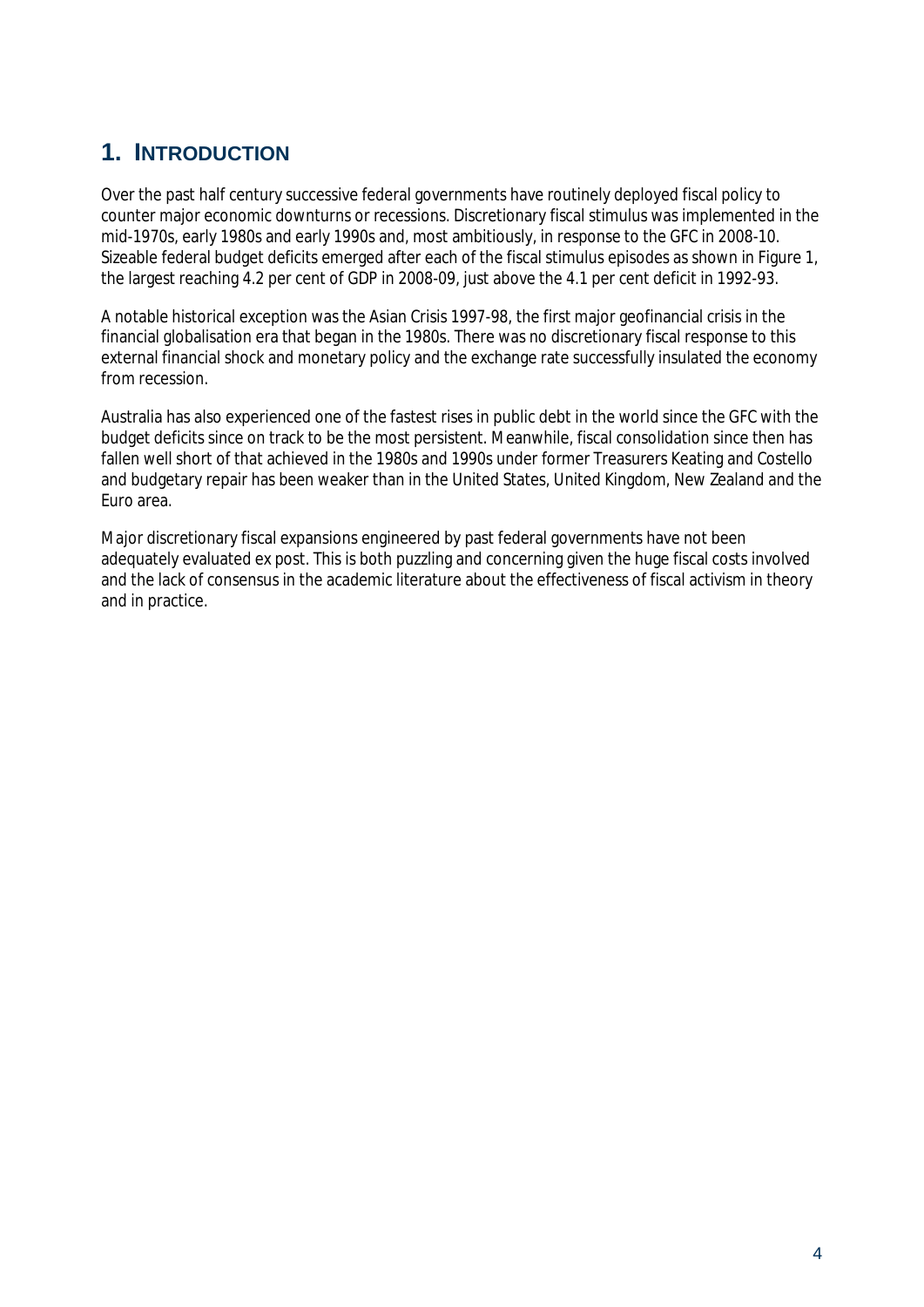# 1. Introduction

Over the past half century successive federal governments have routinely deployed fiscal policy to counter major economic downturns or recessions. Discretionary fiscal stimulus was implemented in the mid-1970s, early 1980s and early 1990s and, most ambitiously, in response to the GFC in 2008-10. Sizeable federal budget deficits emerged after each of the fiscal stimulus episodes as shown in Figure 1, the largest reaching 4.2 per cent of GDP in 2008-09, just above the 4.1 per cent deficit in 1992-93.

A notable historical exception was the Asian Crisis 1997-98, the first major geofinancial crisis in the financial globalisation era that began in the 1980s. There was no discretionary fiscal response to this external financial shock and monetary policy and the exchange rate successfully insulated the economy from recession.

Australia has also experienced one of the fastest rises in public debt in the world since the GFC with the budget deficits since on track to be the most persistent. Meanwhile, fiscal consolidation since then has fallen well short of that achieved in the 1980s and 1990s under former Treasurers Keating and Costello and budgetary repair has been weaker than in the United States, United Kingdom, New Zealand and the Euro area.

Major discretionary fiscal expansions engineered by past federal governments have not been adequately evaluated ex post. This is both puzzling and concerning given the huge fiscal costs involved and the lack of consensus in the academic literature about the effectiveness of fiscal activism in theory and in practice.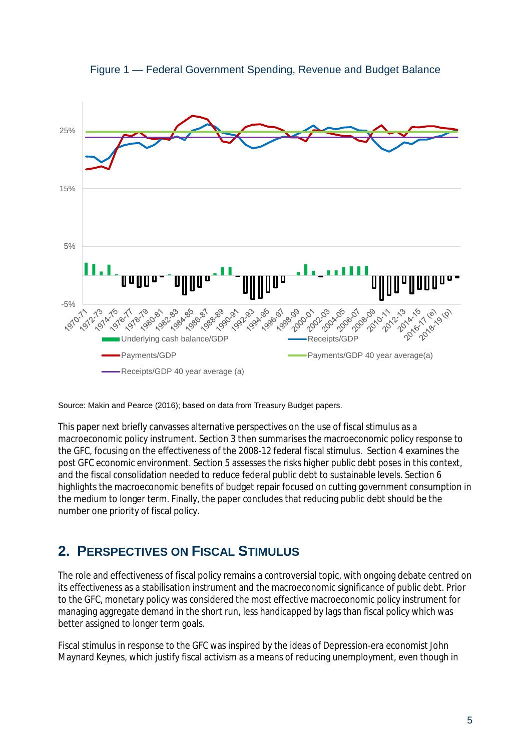Figure 1 — Federal Government Spending, Revenue and Budget Balance

Source: Makin and Pearce (2016); based on data from Treasury Budget papers.

This paper next briefly canvasses alternative perspectives on the use of fiscal stimulus as a macroeconomic policy instrument. Section 3 then summarises the macroeconomic policy response to the GFC, focusing on the effectiveness of the 2008-12 federal fiscal stimulus. Section 4 examines the post GFC economic environment. Section 5 assesses the risks higher public debt poses in this context, and the fiscal consolidation needed to reduce federal public debt to sustainable levels. Section 6 highlights the macroeconomic benefits of budget repair focused on cutting government consumption in the medium to longer term. Finally, the paper concludes that reducing public debt should be the number one priority of fiscal policy.

## 2. Perspectives on Fiscal Stimulus

The role and effectiveness of fiscal policy remains a controversial topic, with ongoing debate centred on its effectiveness as a stabilisation instrument and the macroeconomic significance of public debt. Prior to the GFC, monetary policy was considered the most effective macroeconomic policy instrument for managing aggregate demand in the short run, less handicapped by lags than fiscal policy which was better assigned to longer term goals.

Fiscal stimulus in response to the GFC was inspired by the ideas of Depression-era economist John Maynard Keynes, which justify fiscal activism as a means of reducing unemployment, even though in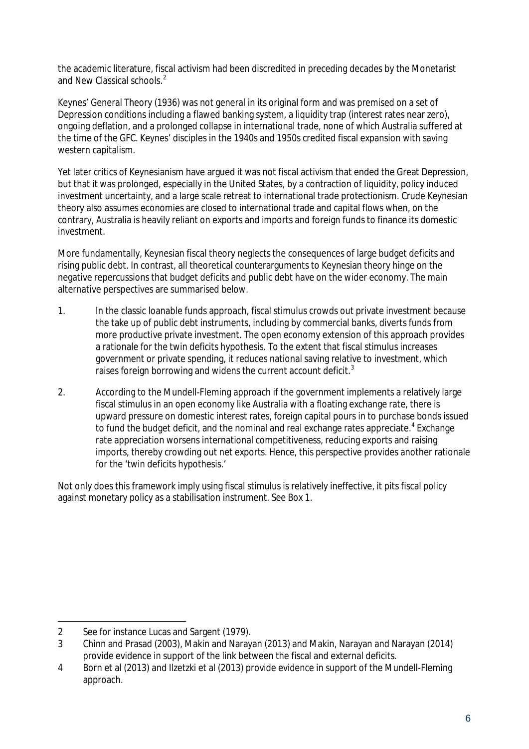the academic literature, fiscal activism had been discredited in preceding decades by the Monetarist and New Classical schools.[2]

Keynes' General Theory (1936) was not general in its original form and was premised on a set of Depression conditions including a flawed banking system, a liquidity trap (interest rates near zero), ongoing deflation, and a prolonged collapse in international trade, none of which Australia suffered at the time of the GFC. Keynes' disciples in the 1940s and 1950s credited fiscal expansion with saving western capitalism.

Yet later critics of Keynesianism have argued it was not fiscal activism that ended the Great Depression, but that it was prolonged, especially in the United States, by a contraction of liquidity, policy induced investment uncertainty, and a large scale retreat to international trade protectionism. Crude Keynesian theory also assumes economies are closed to international trade and capital flows when, on the contrary, Australia is heavily reliant on exports and imports and foreign funds to finance its domestic investment.

More fundamentally, Keynesian fiscal theory neglects the consequences of large budget deficits and rising public debt. In contrast, all theoretical counterarguments to Keynesian theory hinge on the negative repercussions that budget deficits and public debt have on the wider economy. The main alternative perspectives are summarised below.

1. In the classic loanable funds approach, fiscal stimulus crowds out private investment because the take up of public debt instruments, including by commercial banks, diverts funds from more productive private investment. The open economy extension of this approach provides a rationale for the twin deficits hypothesis. To the extent that fiscal stimulus increases government or private spending, it reduces national saving relative to investment, which raises foreign borrowing and widens the current account deficit.[3]

2. According to the Mundell-Fleming approach if the government implements a relatively large fiscal stimulus in an open economy like Australia with a floating exchange rate, there is upward pressure on domestic interest rates, foreign capital pours in to purchase bonds issued to fund the budget deficit, and the nominal and real exchange rates appreciate.[4] Exchange rate appreciation worsens international competitiveness, reducing exports and raising imports, thereby crowding out net exports. Hence, this perspective provides another rationale for the 'twin deficits hypothesis.'

Not only does this framework imply using fiscal stimulus is relatively ineffective, it pits fiscal policy against monetary policy as a stabilisation instrument. See Box 1.

---

2 See for instance Lucas and Sargent (1979).

3 Chinn and Prasad (2003), Makin and Narayan (2013) and Makin, Narayan and Narayan (2014) provide evidence in support of the link between the fiscal and external deficits.

4 Born et al (2013) and Ilzetzki et al (2013) provide evidence in support of the Mundell-Fleming approach.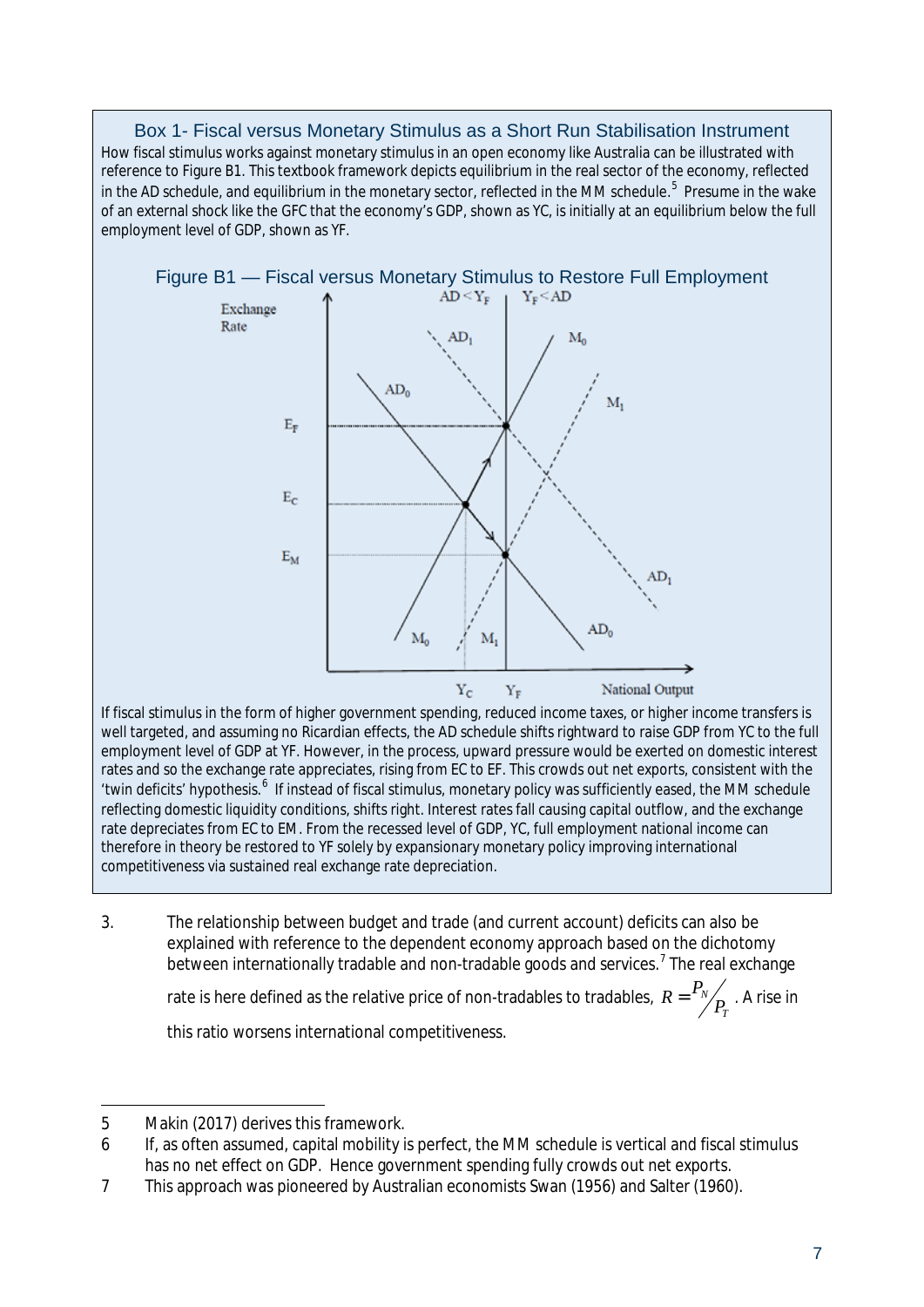### Box 1- Fiscal versus Monetary Stimulus as a Short Run Stabilisation Instrument

How fiscal stimulus works against monetary stimulus in an open economy like Australia can be illustrated with reference to Figure B1. This textbook framework depicts equilibrium in the real sector of the economy, reflected in the AD schedule, and equilibrium in the monetary sector, reflected in the MM schedule.[5] Presume in the wake of an external shock like the GFC that the economy's GDP, shown as YC, is initially at an equilibrium below the full employment level of GDP, shown as YF.

Figure B1 — Fiscal versus Monetary Stimulus to Restore Full Employment

If fiscal stimulus in the form of higher government spending, reduced income taxes, or higher income transfers is well targeted, and assuming no Ricardian effects, the AD schedule shifts rightward to raise GDP from YC to the full employment level of GDP at YF. However, in the process, upward pressure would be exerted on domestic interest rates and so the exchange rate appreciates, rising from EC to EF. This crowds out net exports, consistent with the 'twin deficits' hypothesis.[6] If instead of fiscal stimulus, monetary policy was sufficiently eased, the MM schedule reflecting domestic liquidity conditions, shifts right. Interest rates fall causing capital outflow, and the exchange rate depreciates from EC to EM. From the recessed level of GDP, YC, full employment national income can therefore in theory be restored to YF solely by expansionary monetary policy improving international competitiveness via sustained real exchange rate depreciation.

3. The relationship between budget and trade (and current account) deficits can also be explained with reference to the dependent economy approach based on the dichotomy between internationally tradable and non-tradable goods and services.[7] The real exchange rate is here defined as the relative price of non-tradables to tradables, $R = {}^{P_N}\!/_{P_T}$. A rise in this ratio worsens international competitiveness.

---

5 Makin (2017) derives this framework.

6 If, as often assumed, capital mobility is perfect, the MM schedule is vertical and fiscal stimulus has no net effect on GDP. Hence government spending fully crowds out net exports.

7 This approach was pioneered by Australian economists Swan (1956) and Salter (1960).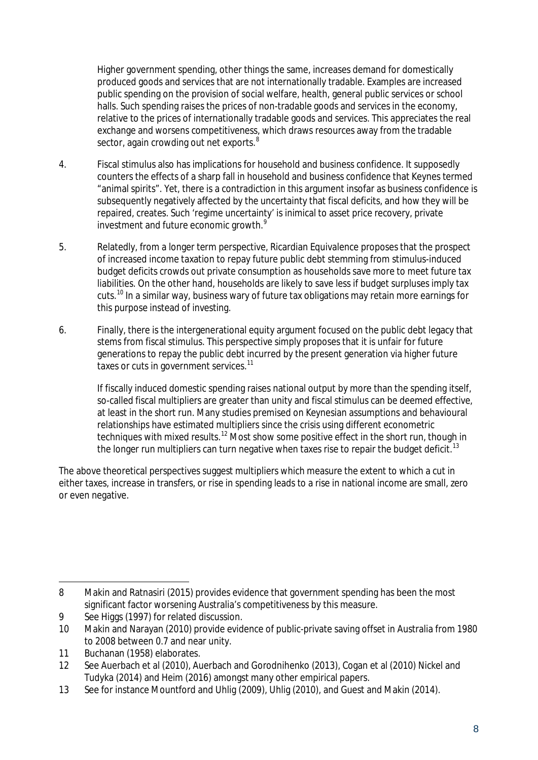Higher government spending, other things the same, increases demand for domestically produced goods and services that are not internationally tradable. Examples are increased public spending on the provision of social welfare, health, general public services or school halls. Such spending raises the prices of non-tradable goods and services in the economy, relative to the prices of internationally tradable goods and services. This appreciates the real exchange and worsens competitiveness, which draws resources away from the tradable sector, again crowding out net exports.[8]

4. Fiscal stimulus also has implications for household and business confidence. It supposedly counters the effects of a sharp fall in household and business confidence that Keynes termed "animal spirits". Yet, there is a contradiction in this argument insofar as business confidence is subsequently negatively affected by the uncertainty that fiscal deficits, and how they will be repaired, creates. Such 'regime uncertainty' is inimical to asset price recovery, private investment and future economic growth.[9]

5. Relatedly, from a longer term perspective, Ricardian Equivalence proposes that the prospect of increased income taxation to repay future public debt stemming from stimulus-induced budget deficits crowds out private consumption as households save more to meet future tax liabilities. On the other hand, households are likely to save less if budget surpluses imply tax cuts.[10] In a similar way, business wary of future tax obligations may retain more earnings for this purpose instead of investing.

6. Finally, there is the intergenerational equity argument focused on the public debt legacy that stems from fiscal stimulus. This perspective simply proposes that it is unfair for future generations to repay the public debt incurred by the present generation via higher future taxes or cuts in government services.[11]

If fiscally induced domestic spending raises national output by more than the spending itself, so-called fiscal multipliers are greater than unity and fiscal stimulus can be deemed effective, at least in the short run. Many studies premised on Keynesian assumptions and behavioural relationships have estimated multipliers since the crisis using different econometric techniques with mixed results.[12] Most show some positive effect in the short run, though in the longer run multipliers can turn negative when taxes rise to repair the budget deficit.[13]

The above theoretical perspectives suggest multipliers which measure the extent to which a cut in either taxes, increase in transfers, or rise in spending leads to a rise in national income are small, zero or even negative.

---

8 Makin and Ratnasiri (2015) provides evidence that government spending has been the most significant factor worsening Australia's competitiveness by this measure.

9 See Higgs (1997) for related discussion.

10 Makin and Narayan (2010) provide evidence of public-private saving offset in Australia from 1980 to 2008 between 0.7 and near unity.

11 Buchanan (1958) elaborates.

12 See Auerbach et al (2010), Auerbach and Gorodnihenko (2013), Cogan et al (2010) Nickel and Tudyka (2014) and Heim (2016) amongst many other empirical papers.

13 See for instance Mountford and Uhlig (2009), Uhlig (2010), and Guest and Makin (2014).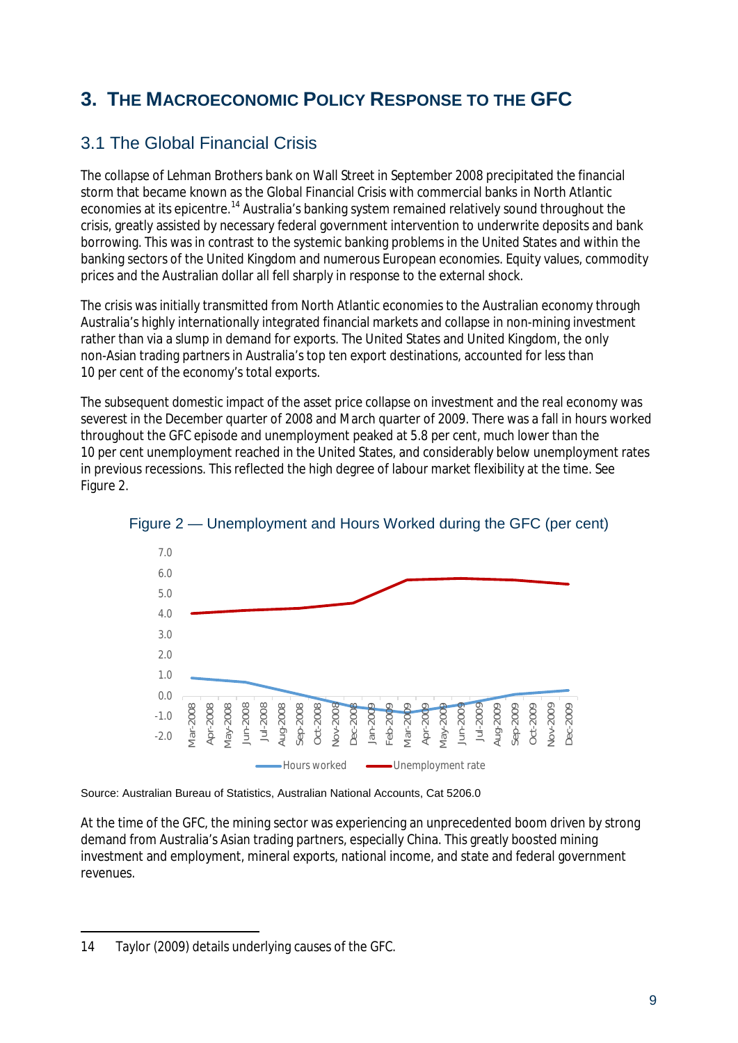# 3. The Macroeconomic Policy Response to the GFC

## 3.1 The Global Financial Crisis

The collapse of Lehman Brothers bank on Wall Street in September 2008 precipitated the financial storm that became known as the Global Financial Crisis with commercial banks in North Atlantic economies at its epicentre.[14] Australia's banking system remained relatively sound throughout the crisis, greatly assisted by necessary federal government intervention to underwrite deposits and bank borrowing. This was in contrast to the systemic banking problems in the United States and within the banking sectors of the United Kingdom and numerous European economies. Equity values, commodity prices and the Australian dollar all fell sharply in response to the external shock.

The crisis was initially transmitted from North Atlantic economies to the Australian economy through Australia's highly internationally integrated financial markets and collapse in non-mining investment rather than via a slump in demand for exports. The United States and United Kingdom, the only non-Asian trading partners in Australia's top ten export destinations, accounted for less than 10 per cent of the economy's total exports.

The subsequent domestic impact of the asset price collapse on investment and the real economy was severest in the December quarter of 2008 and March quarter of 2009. There was a fall in hours worked throughout the GFC episode and unemployment peaked at 5.8 per cent, much lower than the 10 per cent unemployment reached in the United States, and considerably below unemployment rates in previous recessions. This reflected the high degree of labour market flexibility at the time. See Figure 2.

Figure 2 — Unemployment and Hours Worked during the GFC (per cent)

Source: Australian Bureau of Statistics, Australian National Accounts, Cat 5206.0

At the time of the GFC, the mining sector was experiencing an unprecedented boom driven by strong demand from Australia's Asian trading partners, especially China. This greatly boosted mining investment and employment, mineral exports, national income, and state and federal government revenues.

---

14 Taylor (2009) details underlying causes of the GFC.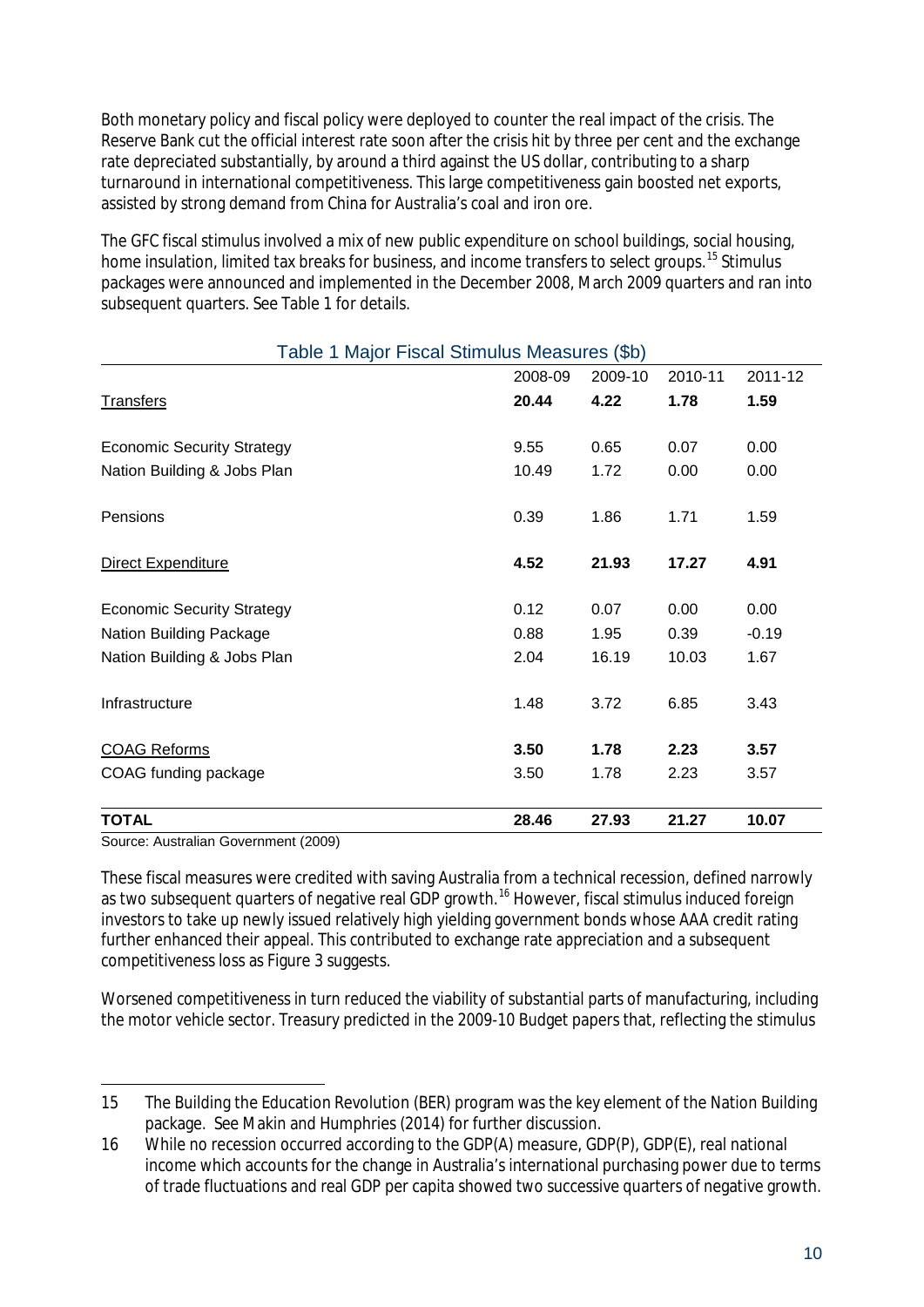Both monetary policy and fiscal policy were deployed to counter the real impact of the crisis. The Reserve Bank cut the official interest rate soon after the crisis hit by three per cent and the exchange rate depreciated substantially, by around a third against the US dollar, contributing to a sharp turnaround in international competitiveness. This large competitiveness gain boosted net exports, assisted by strong demand from China for Australia's coal and iron ore.

The GFC fiscal stimulus involved a mix of new public expenditure on school buildings, social housing, home insulation, limited tax breaks for business, and income transfers to select groups.[15] Stimulus packages were announced and implemented in the December 2008, March 2009 quarters and ran into subsequent quarters. See Table 1 for details.

Table 1 Major Fiscal Stimulus Measures ($b)

| | 2008-09 | 2009-10 | 2010-11 | 2011-12 |
|---|---|---|---|---|
| Transfers | **20.44** | **4.22** | **1.78** | **1.59** |
| Economic Security Strategy | 9.55 | 0.65 | 0.07 | 0.00 |
| Nation Building & Jobs Plan | 10.49 | 1.72 | 0.00 | 0.00 |
| Pensions | 0.39 | 1.86 | 1.71 | 1.59 |
| Direct Expenditure | **4.52** | **21.93** | **17.27** | **4.91** |
| Economic Security Strategy | 0.12 | 0.07 | 0.00 | 0.00 |
| Nation Building Package | 0.88 | 1.95 | 0.39 | -0.19 |
| Nation Building & Jobs Plan | 2.04 | 16.19 | 10.03 | 1.67 |
| Infrastructure | 1.48 | 3.72 | 6.85 | 3.43 |
| COAG Reforms | **3.50** | **1.78** | **2.23** | **3.57** |
| COAG funding package | 3.50 | 1.78 | 2.23 | 3.57 |
| **TOTAL** | **28.46** | **27.93** | **21.27** | **10.07** |

Source: Australian Government (2009)

These fiscal measures were credited with saving Australia from a technical recession, defined narrowly as two subsequent quarters of negative real GDP growth.[16] However, fiscal stimulus induced foreign investors to take up newly issued relatively high yielding government bonds whose AAA credit rating further enhanced their appeal. This contributed to exchange rate appreciation and a subsequent competitiveness loss as Figure 3 suggests.

Worsened competitiveness in turn reduced the viability of substantial parts of manufacturing, including the motor vehicle sector. Treasury predicted in the 2009-10 Budget papers that, reflecting the stimulus

---

15 The Building the Education Revolution (BER) program was the key element of the Nation Building package. See Makin and Humphries (2014) for further discussion.

16 While no recession occurred according to the GDP(A) measure, GDP(P), GDP(E), real national income which accounts for the change in Australia's international purchasing power due to terms of trade fluctuations and real GDP per capita showed two successive quarters of negative growth.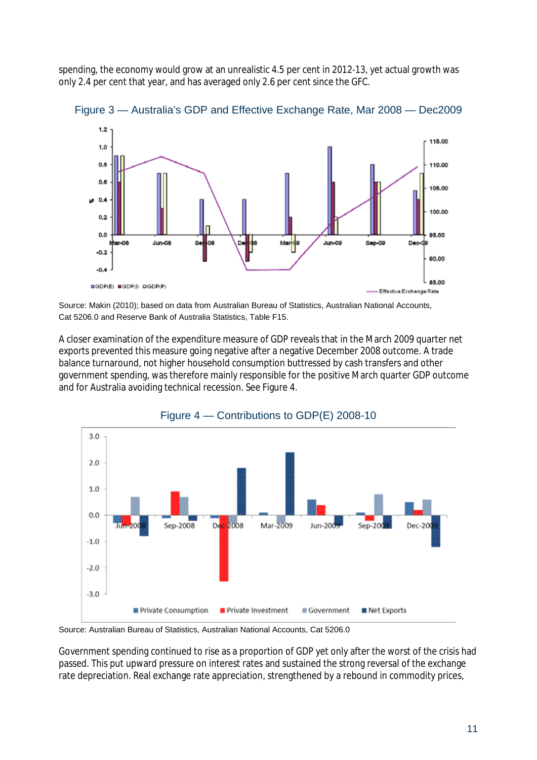spending, the economy would grow at an unrealistic 4.5 per cent in 2012-13, yet actual growth was only 2.4 per cent that year, and has averaged only 2.6 per cent since the GFC.

Figure 3 — Australia's GDP and Effective Exchange Rate, Mar 2008 — Dec2009

Source: Makin (2010); based on data from Australian Bureau of Statistics, Australian National Accounts, Cat 5206.0 and Reserve Bank of Australia Statistics, Table F15.

A closer examination of the expenditure measure of GDP reveals that in the March 2009 quarter net exports prevented this measure going negative after a negative December 2008 outcome. A trade balance turnaround, not higher household consumption buttressed by cash transfers and other government spending, was therefore mainly responsible for the positive March quarter GDP outcome and for Australia avoiding technical recession. See Figure 4.

Figure 4 — Contributions to GDP(E) 2008-10

Source: Australian Bureau of Statistics, Australian National Accounts, Cat 5206.0

Government spending continued to rise as a proportion of GDP yet only after the worst of the crisis had passed. This put upward pressure on interest rates and sustained the strong reversal of the exchange rate depreciation. Real exchange rate appreciation, strengthened by a rebound in commodity prices,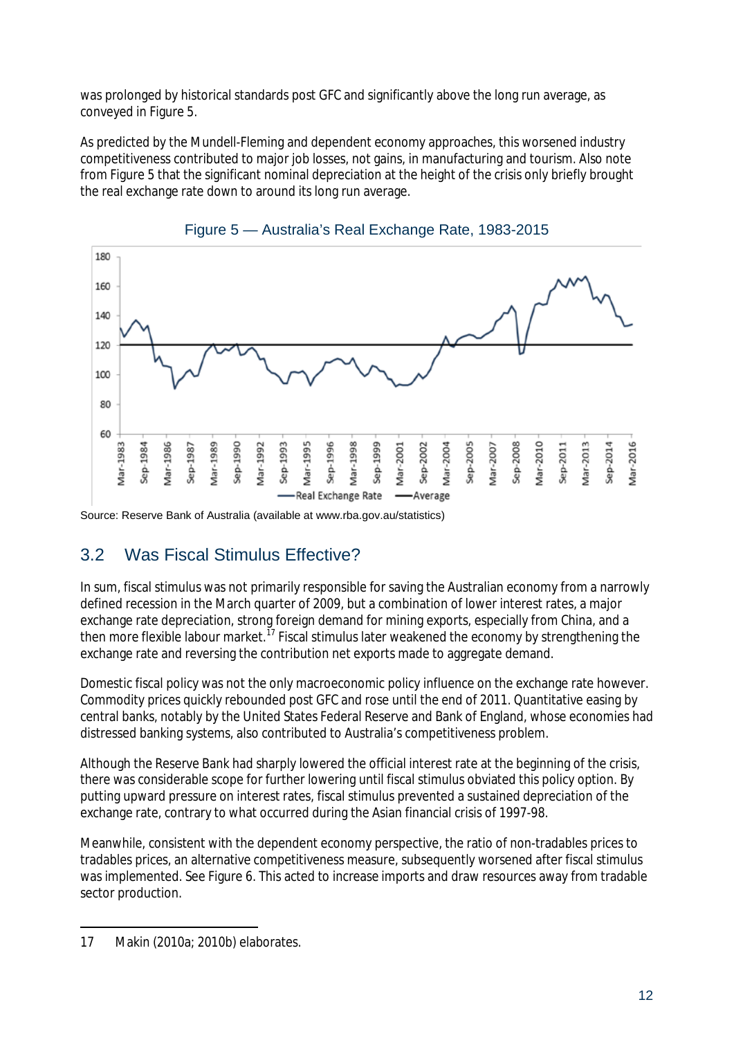was prolonged by historical standards post GFC and significantly above the long run average, as conveyed in Figure 5.

As predicted by the Mundell-Fleming and dependent economy approaches, this worsened industry competitiveness contributed to major job losses, not gains, in manufacturing and tourism. Also note from Figure 5 that the significant nominal depreciation at the height of the crisis only briefly brought the real exchange rate down to around its long run average.

Figure 5 — Australia's Real Exchange Rate, 1983-2015

Source: Reserve Bank of Australia (available at www.rba.gov.au/statistics)

## 3.2 Was Fiscal Stimulus Effective?

In sum, fiscal stimulus was not primarily responsible for saving the Australian economy from a narrowly defined recession in the March quarter of 2009, but a combination of lower interest rates, a major exchange rate depreciation, strong foreign demand for mining exports, especially from China, and a then more flexible labour market.[17] Fiscal stimulus later weakened the economy by strengthening the exchange rate and reversing the contribution net exports made to aggregate demand.

Domestic fiscal policy was not the only macroeconomic policy influence on the exchange rate however. Commodity prices quickly rebounded post GFC and rose until the end of 2011. Quantitative easing by central banks, notably by the United States Federal Reserve and Bank of England, whose economies had distressed banking systems, also contributed to Australia's competitiveness problem.

Although the Reserve Bank had sharply lowered the official interest rate at the beginning of the crisis, there was considerable scope for further lowering until fiscal stimulus obviated this policy option. By putting upward pressure on interest rates, fiscal stimulus prevented a sustained depreciation of the exchange rate, contrary to what occurred during the Asian financial crisis of 1997-98.

Meanwhile, consistent with the dependent economy perspective, the ratio of non-tradables prices to tradables prices, an alternative competitiveness measure, subsequently worsened after fiscal stimulus was implemented. See Figure 6. This acted to increase imports and draw resources away from tradable sector production.

---

17 Makin (2010a; 2010b) elaborates.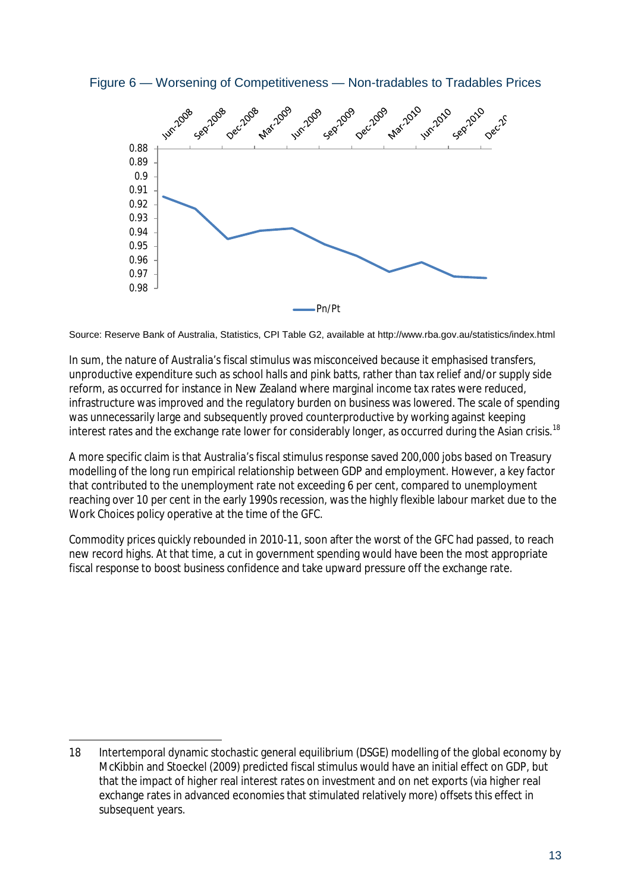Figure 6 — Worsening of Competitiveness — Non-tradables to Tradables Prices

Source: Reserve Bank of Australia, Statistics, CPI Table G2, available at http://www.rba.gov.au/statistics/index.html

In sum, the nature of Australia's fiscal stimulus was misconceived because it emphasised transfers, unproductive expenditure such as school halls and pink batts, rather than tax relief and/or supply side reform, as occurred for instance in New Zealand where marginal income tax rates were reduced, infrastructure was improved and the regulatory burden on business was lowered. The scale of spending was unnecessarily large and subsequently proved counterproductive by working against keeping interest rates and the exchange rate lower for considerably longer, as occurred during the Asian crisis.[18]

A more specific claim is that Australia's fiscal stimulus response saved 200,000 jobs based on Treasury modelling of the long run empirical relationship between GDP and employment. However, a key factor that contributed to the unemployment rate not exceeding 6 per cent, compared to unemployment reaching over 10 per cent in the early 1990s recession, was the highly flexible labour market due to the Work Choices policy operative at the time of the GFC.

Commodity prices quickly rebounded in 2010-11, soon after the worst of the GFC had passed, to reach new record highs. At that time, a cut in government spending would have been the most appropriate fiscal response to boost business confidence and take upward pressure off the exchange rate.

---

18 Intertemporal dynamic stochastic general equilibrium (DSGE) modelling of the global economy by McKibbin and Stoeckel (2009) predicted fiscal stimulus would have an initial effect on GDP, but that the impact of higher real interest rates on investment and on net exports (via higher real exchange rates in advanced economies that stimulated relatively more) offsets this effect in subsequent years.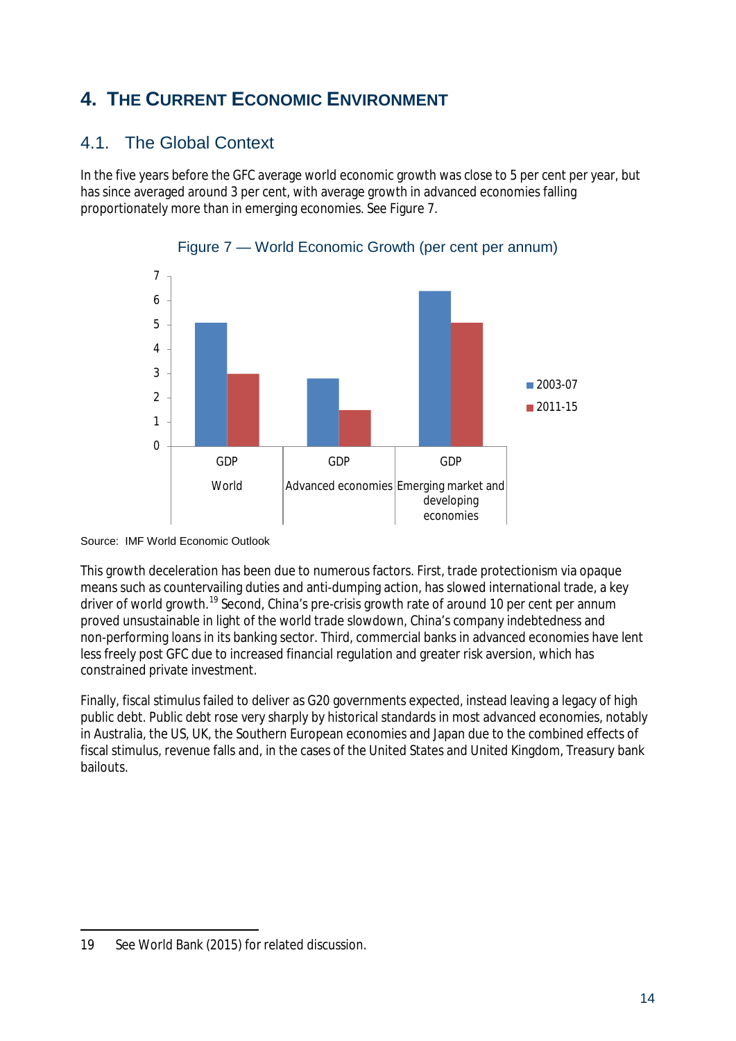# 4. The Current Economic Environment

## 4.1. The Global Context

In the five years before the GFC average world economic growth was close to 5 per cent per year, but has since averaged around 3 per cent, with average growth in advanced economies falling proportionately more than in emerging economies. See Figure 7.

Figure 7 — World Economic Growth (per cent per annum)

Source: IMF World Economic Outlook

This growth deceleration has been due to numerous factors. First, trade protectionism via opaque means such as countervailing duties and anti-dumping action, has slowed international trade, a key driver of world growth.[19] Second, China's pre-crisis growth rate of around 10 per cent per annum proved unsustainable in light of the world trade slowdown, China's company indebtedness and non-performing loans in its banking sector. Third, commercial banks in advanced economies have lent less freely post GFC due to increased financial regulation and greater risk aversion, which has constrained private investment.

Finally, fiscal stimulus failed to deliver as G20 governments expected, instead leaving a legacy of high public debt. Public debt rose very sharply by historical standards in most advanced economies, notably in Australia, the US, UK, the Southern European economies and Japan due to the combined effects of fiscal stimulus, revenue falls and, in the cases of the United States and United Kingdom, Treasury bank bailouts.

19 See World Bank (2015) for related discussion.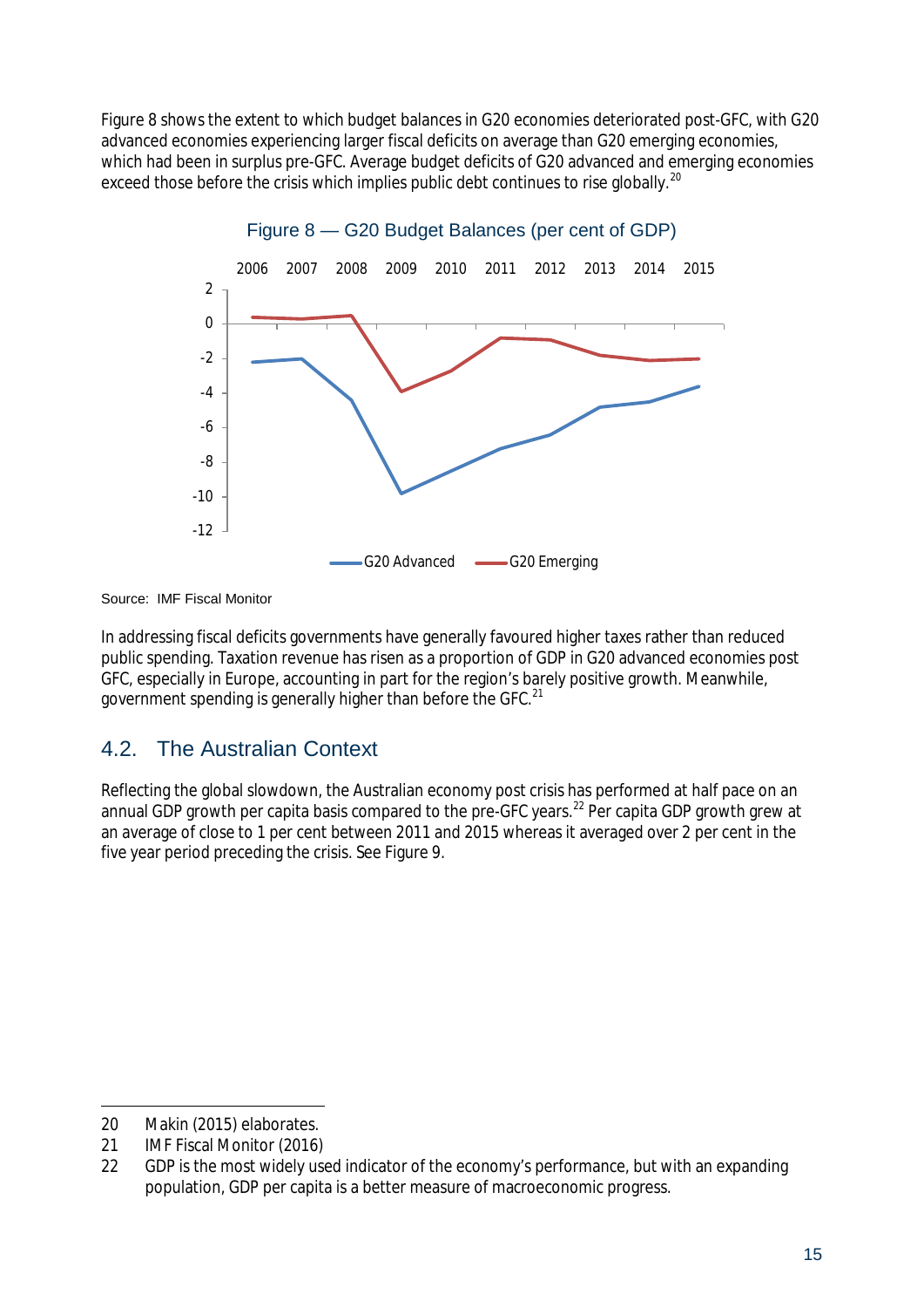Figure 8 shows the extent to which budget balances in G20 economies deteriorated post-GFC, with G20 advanced economies experiencing larger fiscal deficits on average than G20 emerging economies, which had been in surplus pre-GFC. Average budget deficits of G20 advanced and emerging economies exceed those before the crisis which implies public debt continues to rise globally.[20]

Figure 8 — G20 Budget Balances (per cent of GDP)

Source: IMF Fiscal Monitor

In addressing fiscal deficits governments have generally favoured higher taxes rather than reduced public spending. Taxation revenue has risen as a proportion of GDP in G20 advanced economies post GFC, especially in Europe, accounting in part for the region's barely positive growth. Meanwhile, government spending is generally higher than before the GFC.[21]

## 4.2. The Australian Context

Reflecting the global slowdown, the Australian economy post crisis has performed at half pace on an annual GDP growth per capita basis compared to the pre-GFC years.[22] Per capita GDP growth grew at an average of close to 1 per cent between 2011 and 2015 whereas it averaged over 2 per cent in the five year period preceding the crisis. See Figure 9.

---

20 Makin (2015) elaborates.

21 IMF Fiscal Monitor (2016)

22 GDP is the most widely used indicator of the economy's performance, but with an expanding population, GDP per capita is a better measure of macroeconomic progress.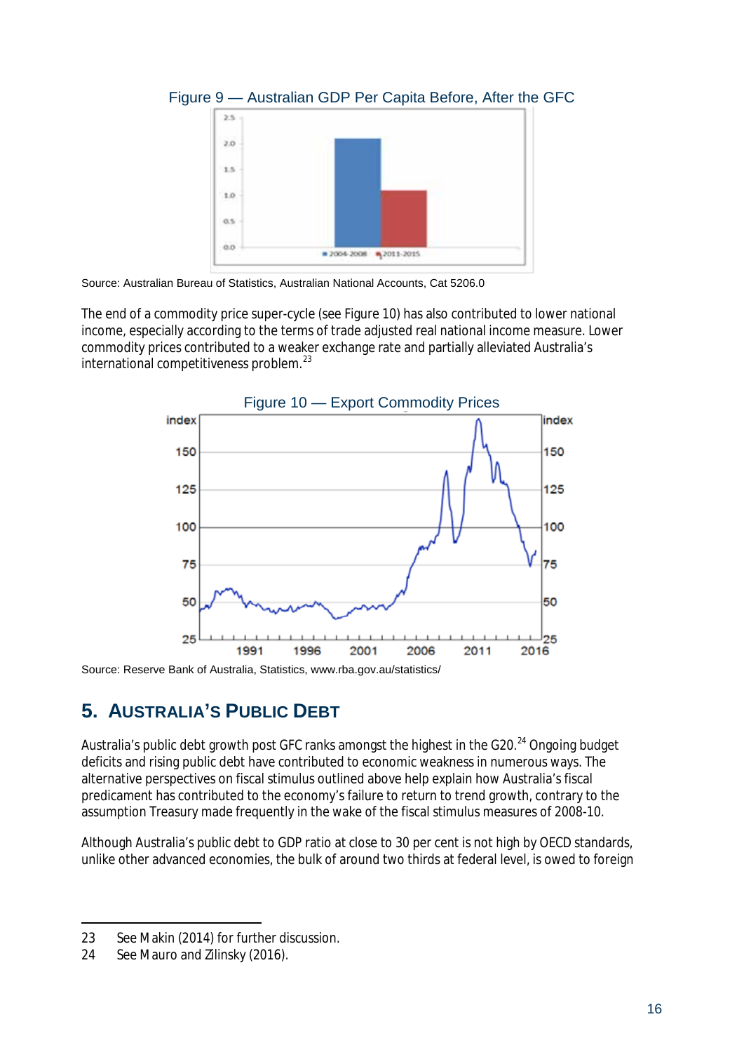Figure 9 — Australian GDP Per Capita Before, After the GFC

Source: Australian Bureau of Statistics, Australian National Accounts, Cat 5206.0

The end of a commodity price super-cycle (see Figure 10) has also contributed to lower national income, especially according to the terms of trade adjusted real national income measure. Lower commodity prices contributed to a weaker exchange rate and partially alleviated Australia's international competitiveness problem.[23]

Figure 10 — Export Commodity Prices

Source: Reserve Bank of Australia, Statistics, www.rba.gov.au/statistics/

## 5. Australia's Public Debt

Australia's public debt growth post GFC ranks amongst the highest in the G20.[24] Ongoing budget deficits and rising public debt have contributed to economic weakness in numerous ways. The alternative perspectives on fiscal stimulus outlined above help explain how Australia's fiscal predicament has contributed to the economy's failure to return to trend growth, contrary to the assumption Treasury made frequently in the wake of the fiscal stimulus measures of 2008-10.

Although Australia's public debt to GDP ratio at close to 30 per cent is not high by OECD standards, unlike other advanced economies, the bulk of around two thirds at federal level, is owed to foreign

---

23 See Makin (2014) for further discussion.

24 See Mauro and Zilinsky (2016).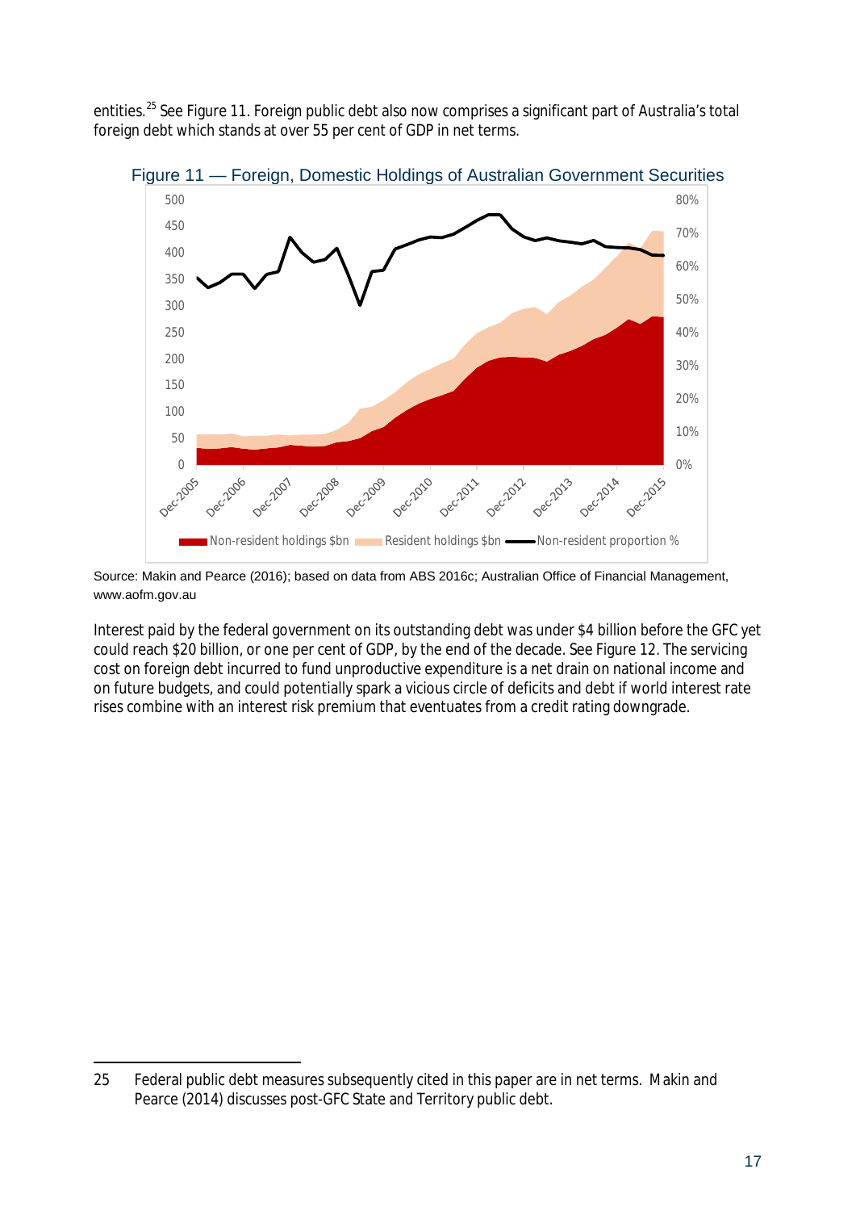entities.[25] See Figure 11. Foreign public debt also now comprises a significant part of Australia's total foreign debt which stands at over 55 per cent of GDP in net terms.

Figure 11 — Foreign, Domestic Holdings of Australian Government Securities

Source: Makin and Pearce (2016); based on data from ABS 2016c; Australian Office of Financial Management, www.aofm.gov.au

Interest paid by the federal government on its outstanding debt was under $4 billion before the GFC yet could reach $20 billion, or one per cent of GDP, by the end of the decade. See Figure 12. The servicing cost on foreign debt incurred to fund unproductive expenditure is a net drain on national income and on future budgets, and could potentially spark a vicious circle of deficits and debt if world interest rate rises combine with an interest risk premium that eventuates from a credit rating downgrade.

25 Federal public debt measures subsequently cited in this paper are in net terms. Makin and Pearce (2014) discusses post-GFC State and Territory public debt.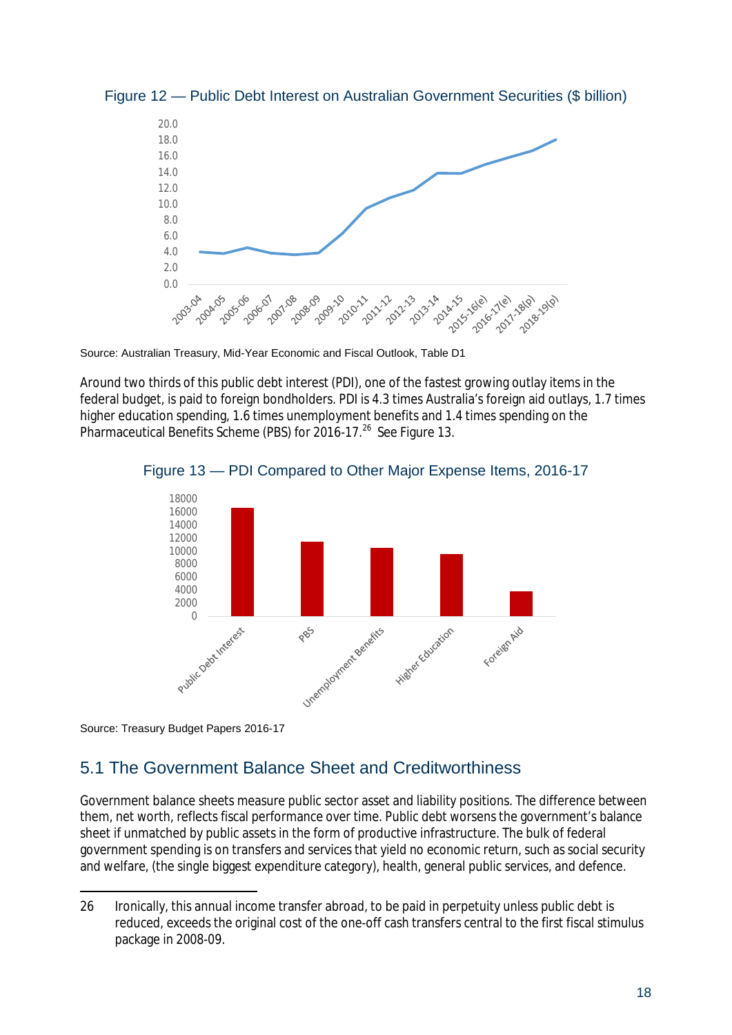Figure 12 — Public Debt Interest on Australian Government Securities ($ billion)

Source: Australian Treasury, Mid-Year Economic and Fiscal Outlook, Table D1

Around two thirds of this public debt interest (PDI), one of the fastest growing outlay items in the federal budget, is paid to foreign bondholders. PDI is 4.3 times Australia's foreign aid outlays, 1.7 times higher education spending, 1.6 times unemployment benefits and 1.4 times spending on the Pharmaceutical Benefits Scheme (PBS) for 2016-17.[26] See Figure 13.

Figure 13 — PDI Compared to Other Major Expense Items, 2016-17

Source: Treasury Budget Papers 2016-17

## 5.1 The Government Balance Sheet and Creditworthiness

Government balance sheets measure public sector asset and liability positions. The difference between them, net worth, reflects fiscal performance over time. Public debt worsens the government's balance sheet if unmatched by public assets in the form of productive infrastructure. The bulk of federal government spending is on transfers and services that yield no economic return, such as social security and welfare, (the single biggest expenditure category), health, general public services, and defence.

---

26 Ironically, this annual income transfer abroad, to be paid in perpetuity unless public debt is reduced, exceeds the original cost of the one-off cash transfers central to the first fiscal stimulus package in 2008-09.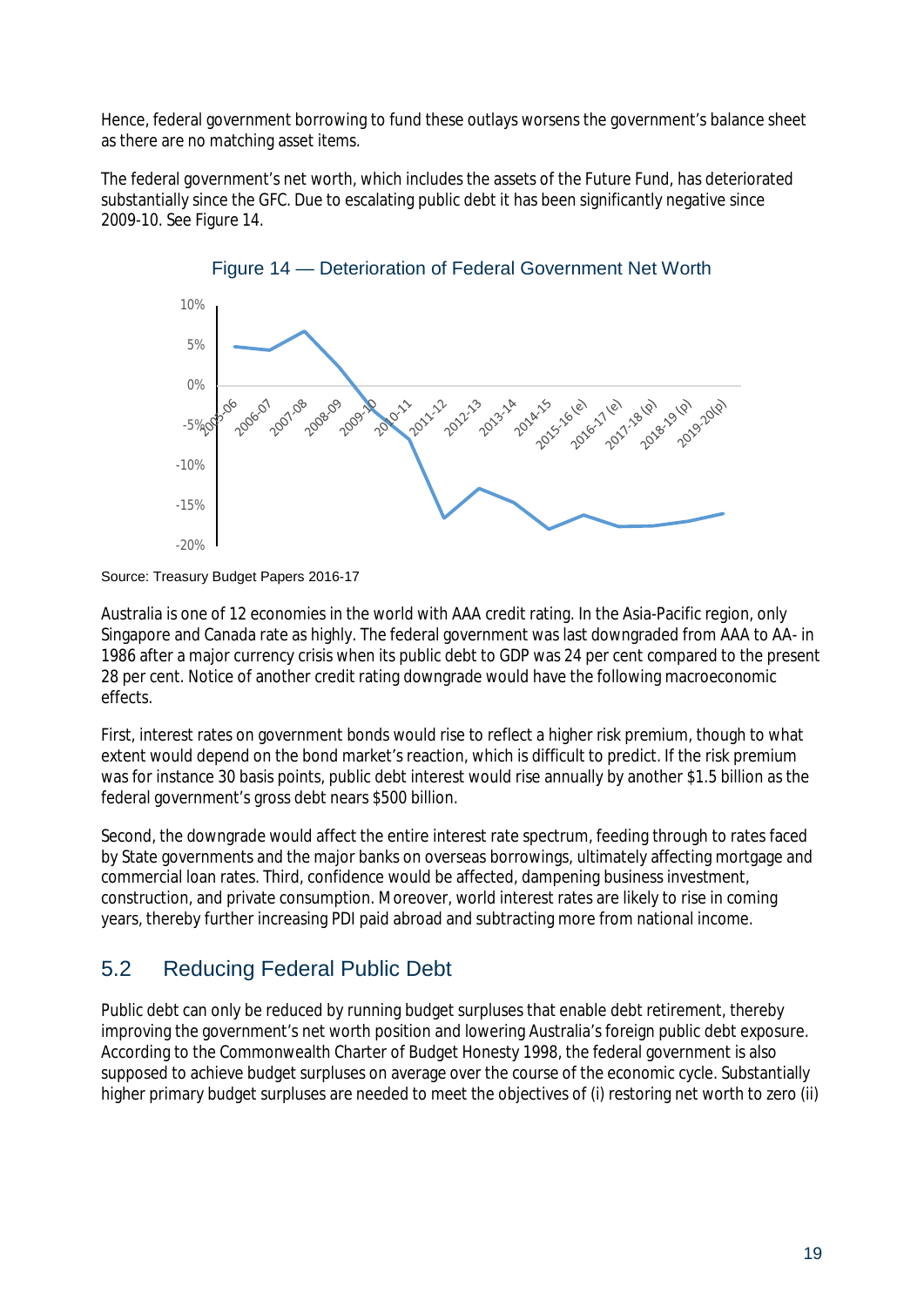Hence, federal government borrowing to fund these outlays worsens the government's balance sheet as there are no matching asset items.

The federal government's net worth, which includes the assets of the Future Fund, has deteriorated substantially since the GFC. Due to escalating public debt it has been significantly negative since 2009-10. See Figure 14.

Figure 14 — Deterioration of Federal Government Net Worth

Source: Treasury Budget Papers 2016-17

Australia is one of 12 economies in the world with AAA credit rating. In the Asia-Pacific region, only Singapore and Canada rate as highly. The federal government was last downgraded from AAA to AA- in 1986 after a major currency crisis when its public debt to GDP was 24 per cent compared to the present 28 per cent. Notice of another credit rating downgrade would have the following macroeconomic effects.

First, interest rates on government bonds would rise to reflect a higher risk premium, though to what extent would depend on the bond market's reaction, which is difficult to predict. If the risk premium was for instance 30 basis points, public debt interest would rise annually by another $1.5 billion as the federal government's gross debt nears $500 billion.

Second, the downgrade would affect the entire interest rate spectrum, feeding through to rates faced by State governments and the major banks on overseas borrowings, ultimately affecting mortgage and commercial loan rates. Third, confidence would be affected, dampening business investment, construction, and private consumption. Moreover, world interest rates are likely to rise in coming years, thereby further increasing PDI paid abroad and subtracting more from national income.

## 5.2 Reducing Federal Public Debt

Public debt can only be reduced by running budget surpluses that enable debt retirement, thereby improving the government's net worth position and lowering Australia's foreign public debt exposure. According to the Commonwealth Charter of Budget Honesty 1998, the federal government is also supposed to achieve budget surpluses on average over the course of the economic cycle. Substantially higher primary budget surpluses are needed to meet the objectives of (i) restoring net worth to zero (ii)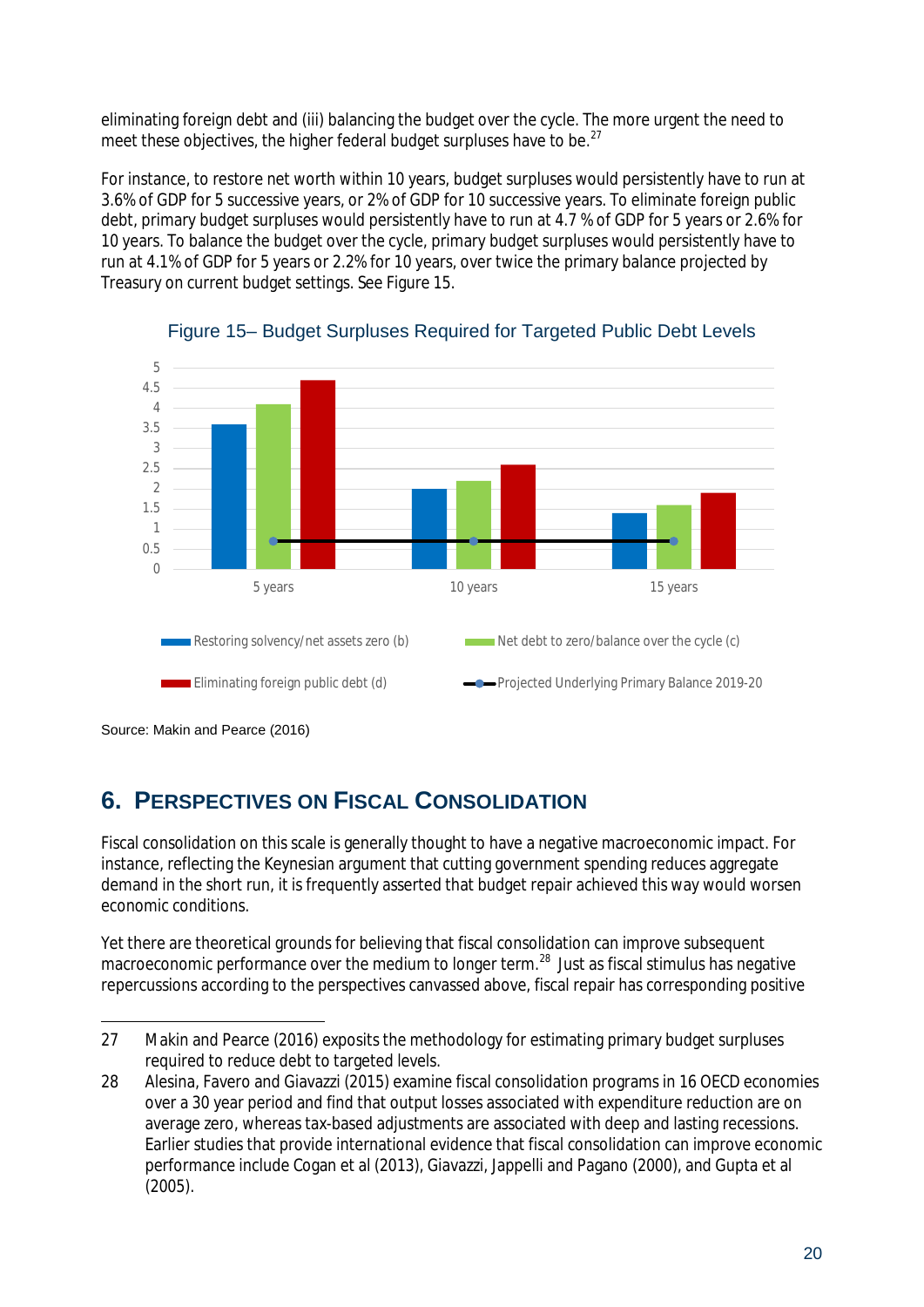eliminating foreign debt and (iii) balancing the budget over the cycle. The more urgent the need to meet these objectives, the higher federal budget surpluses have to be.[27]

For instance, to restore net worth within 10 years, budget surpluses would persistently have to run at 3.6% of GDP for 5 successive years, or 2% of GDP for 10 successive years. To eliminate foreign public debt, primary budget surpluses would persistently have to run at 4.7 % of GDP for 5 years or 2.6% for 10 years. To balance the budget over the cycle, primary budget surpluses would persistently have to run at 4.1% of GDP for 5 years or 2.2% for 10 years, over twice the primary balance projected by Treasury on current budget settings. See Figure 15.

Figure 15– Budget Surpluses Required for Targeted Public Debt Levels

Source: Makin and Pearce (2016)

## 6. Perspectives on Fiscal Consolidation

Fiscal consolidation on this scale is generally thought to have a negative macroeconomic impact. For instance, reflecting the Keynesian argument that cutting government spending reduces aggregate demand in the short run, it is frequently asserted that budget repair achieved this way would worsen economic conditions.

Yet there are theoretical grounds for believing that fiscal consolidation can improve subsequent macroeconomic performance over the medium to longer term.[28] Just as fiscal stimulus has negative repercussions according to the perspectives canvassed above, fiscal repair has corresponding positive

---

27 Makin and Pearce (2016) exposits the methodology for estimating primary budget surpluses required to reduce debt to targeted levels.

28 Alesina, Favero and Giavazzi (2015) examine fiscal consolidation programs in 16 OECD economies over a 30 year period and find that output losses associated with expenditure reduction are on average zero, whereas tax-based adjustments are associated with deep and lasting recessions. Earlier studies that provide international evidence that fiscal consolidation can improve economic performance include Cogan et al (2013), Giavazzi, Jappelli and Pagano (2000), and Gupta et al (2005).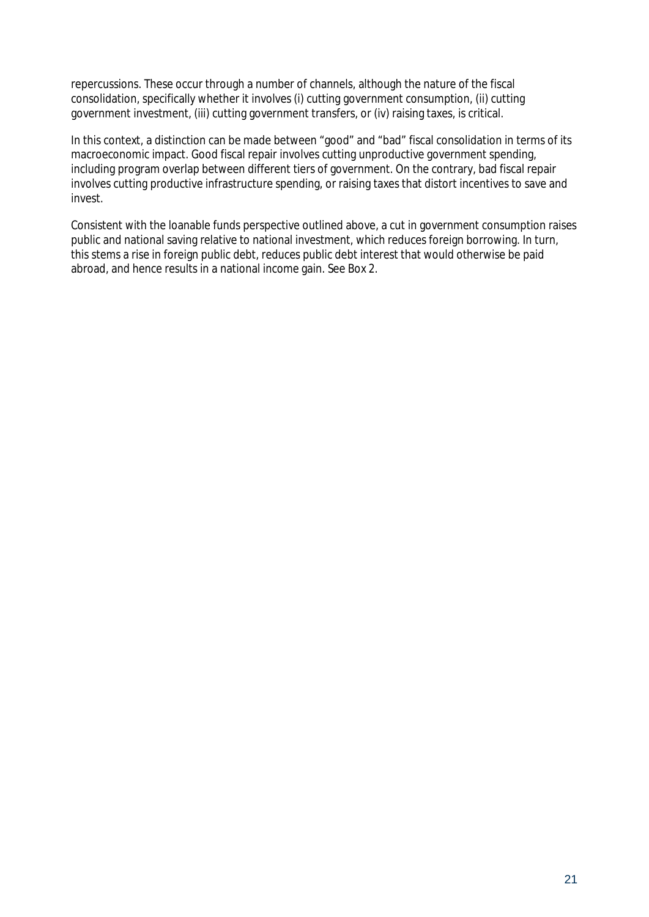repercussions. These occur through a number of channels, although the nature of the fiscal consolidation, specifically whether it involves (i) cutting government consumption, (ii) cutting government investment, (iii) cutting government transfers, or (iv) raising taxes, is critical.

In this context, a distinction can be made between "good" and "bad" fiscal consolidation in terms of its macroeconomic impact. Good fiscal repair involves cutting unproductive government spending, including program overlap between different tiers of government. On the contrary, bad fiscal repair involves cutting productive infrastructure spending, or raising taxes that distort incentives to save and invest.

Consistent with the loanable funds perspective outlined above, a cut in government consumption raises public and national saving relative to national investment, which reduces foreign borrowing. In turn, this stems a rise in foreign public debt, reduces public debt interest that would otherwise be paid abroad, and hence results in a national income gain. See Box 2.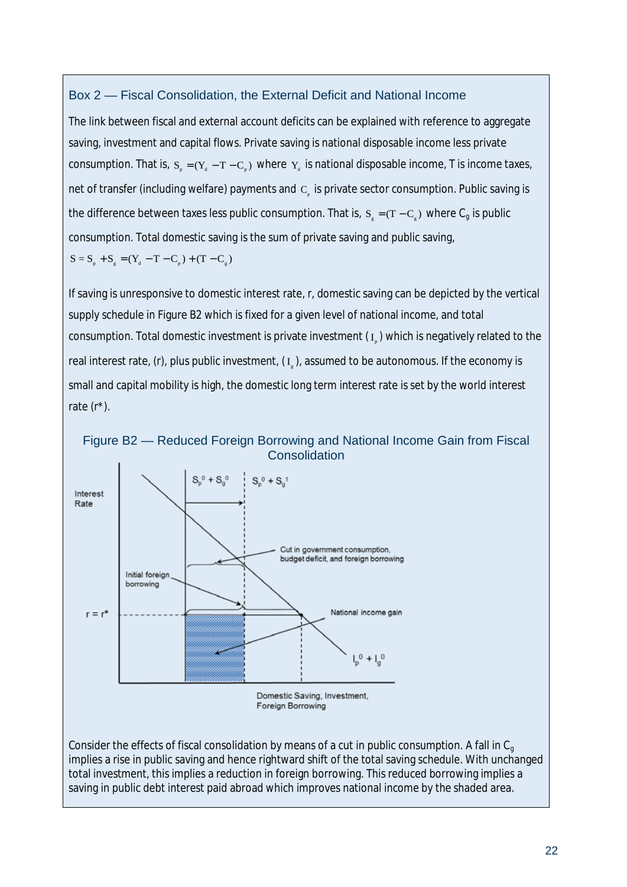### Box 2 — Fiscal Consolidation, the External Deficit and National Income

The link between fiscal and external account deficits can be explained with reference to aggregate saving, investment and capital flows. Private saving is national disposable income less private consumption. That is, $S_p = (Y_d - T - C_p)$ where $Y_d$ is national disposable income, T is income taxes, net of transfer (including welfare) payments and $C_p$ is private sector consumption. Public saving is the difference between taxes less public consumption. That is, $S_g = (T - C_g)$ where $C_g$ is public consumption. Total domestic saving is the sum of private saving and public saving,

$$S = S_p + S_g = (Y_d - T - C_p) + (T - C_g)$$

If saving is unresponsive to domestic interest rate, r, domestic saving can be depicted by the vertical supply schedule in Figure B2 which is fixed for a given level of national income, and total consumption. Total domestic investment is private investment ($I_p$) which is negatively related to the real interest rate, (r), plus public investment, ($I_g$), assumed to be autonomous. If the economy is small and capital mobility is high, the domestic long term interest rate is set by the world interest rate (r*).

Figure B2 — Reduced Foreign Borrowing and National Income Gain from Fiscal Consolidation

Consider the effects of fiscal consolidation by means of a cut in public consumption. A fall in $C_g$ implies a rise in public saving and hence rightward shift of the total saving schedule. With unchanged total investment, this implies a reduction in foreign borrowing. This reduced borrowing implies a saving in public debt interest paid abroad which improves national income by the shaded area.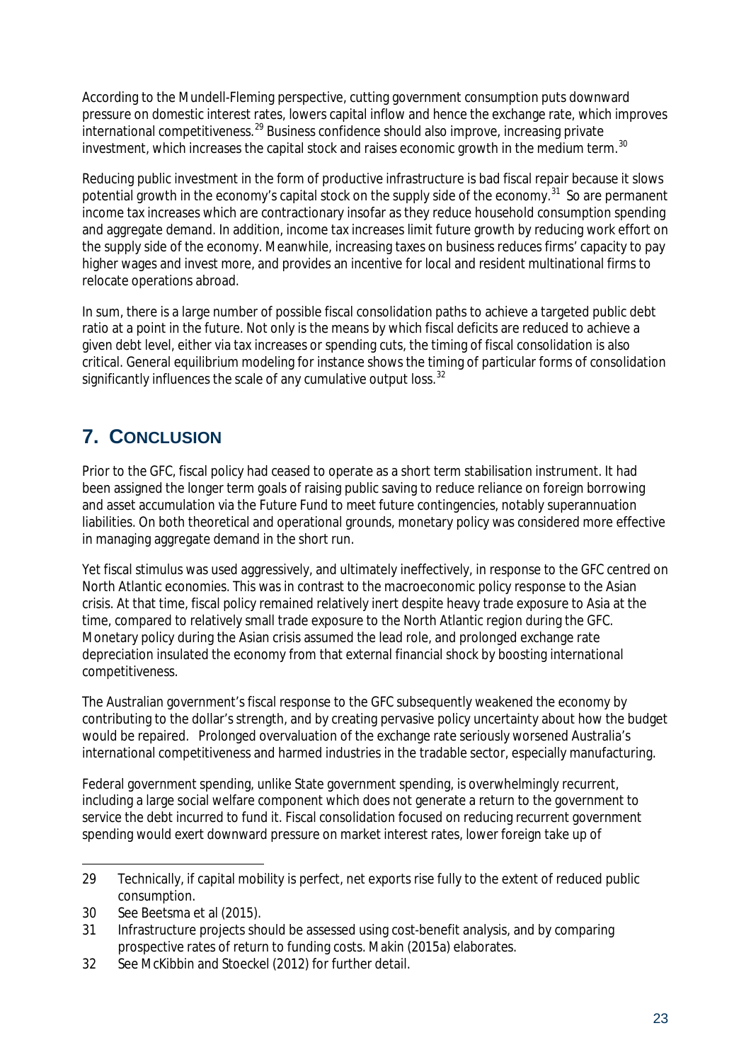According to the Mundell-Fleming perspective, cutting government consumption puts downward pressure on domestic interest rates, lowers capital inflow and hence the exchange rate, which improves international competitiveness.[29] Business confidence should also improve, increasing private investment, which increases the capital stock and raises economic growth in the medium term.[30]

Reducing public investment in the form of productive infrastructure is bad fiscal repair because it slows potential growth in the economy's capital stock on the supply side of the economy.[31] So are permanent income tax increases which are contractionary insofar as they reduce household consumption spending and aggregate demand. In addition, income tax increases limit future growth by reducing work effort on the supply side of the economy. Meanwhile, increasing taxes on business reduces firms' capacity to pay higher wages and invest more, and provides an incentive for local and resident multinational firms to relocate operations abroad.

In sum, there is a large number of possible fiscal consolidation paths to achieve a targeted public debt ratio at a point in the future. Not only is the means by which fiscal deficits are reduced to achieve a given debt level, either via tax increases or spending cuts, the timing of fiscal consolidation is also critical. General equilibrium modeling for instance shows the timing of particular forms of consolidation significantly influences the scale of any cumulative output loss.[32]

## 7. CONCLUSION

Prior to the GFC, fiscal policy had ceased to operate as a short term stabilisation instrument. It had been assigned the longer term goals of raising public saving to reduce reliance on foreign borrowing and asset accumulation via the Future Fund to meet future contingencies, notably superannuation liabilities. On both theoretical and operational grounds, monetary policy was considered more effective in managing aggregate demand in the short run.

Yet fiscal stimulus was used aggressively, and ultimately ineffectively, in response to the GFC centred on North Atlantic economies. This was in contrast to the macroeconomic policy response to the Asian crisis. At that time, fiscal policy remained relatively inert despite heavy trade exposure to Asia at the time, compared to relatively small trade exposure to the North Atlantic region during the GFC. Monetary policy during the Asian crisis assumed the lead role, and prolonged exchange rate depreciation insulated the economy from that external financial shock by boosting international competitiveness.

The Australian government's fiscal response to the GFC subsequently weakened the economy by contributing to the dollar's strength, and by creating pervasive policy uncertainty about how the budget would be repaired. Prolonged overvaluation of the exchange rate seriously worsened Australia's international competitiveness and harmed industries in the tradable sector, especially manufacturing.

Federal government spending, unlike State government spending, is overwhelmingly recurrent, including a large social welfare component which does not generate a return to the government to service the debt incurred to fund it. Fiscal consolidation focused on reducing recurrent government spending would exert downward pressure on market interest rates, lower foreign take up of

---

29 Technically, if capital mobility is perfect, net exports rise fully to the extent of reduced public consumption.

30 See Beetsma et al (2015).

31 Infrastructure projects should be assessed using cost-benefit analysis, and by comparing prospective rates of return to funding costs. Makin (2015a) elaborates.

32 See McKibbin and Stoeckel (2012) for further detail.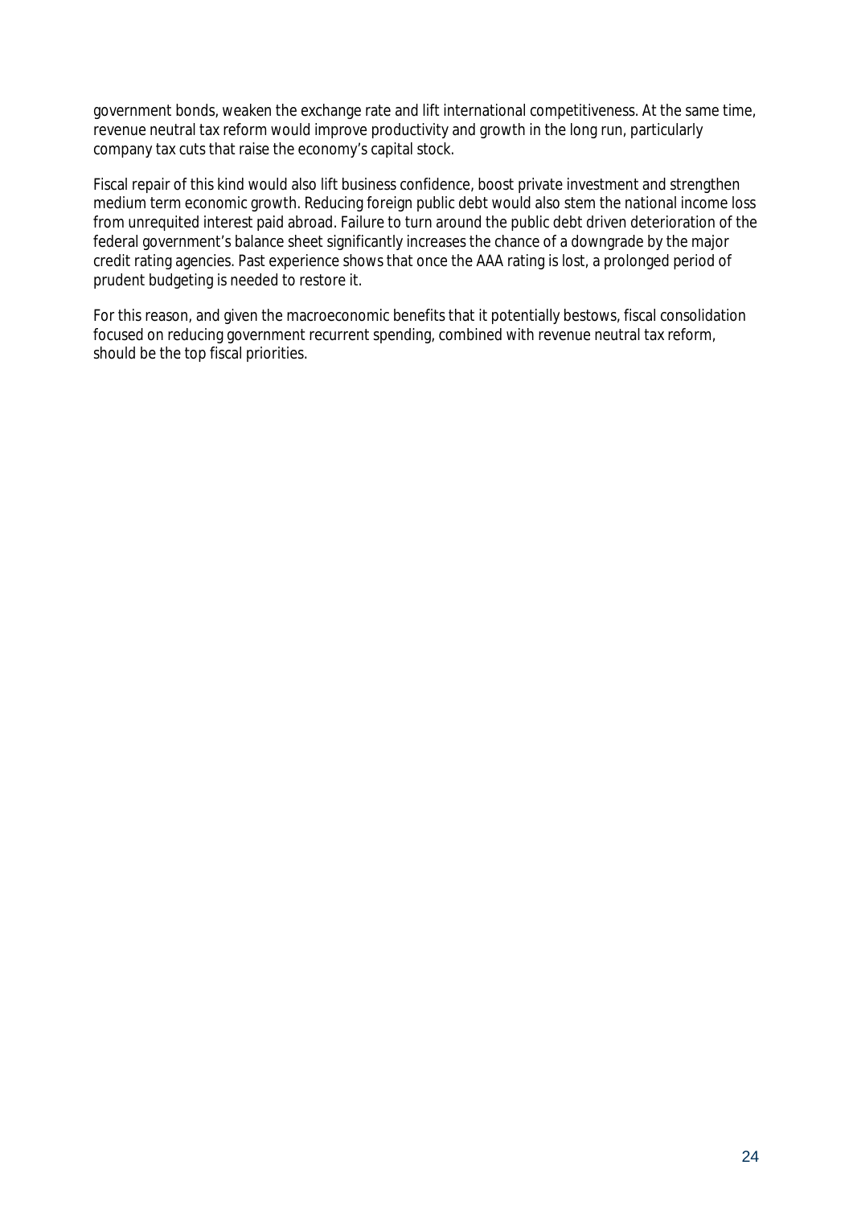government bonds, weaken the exchange rate and lift international competitiveness. At the same time, revenue neutral tax reform would improve productivity and growth in the long run, particularly company tax cuts that raise the economy's capital stock.

Fiscal repair of this kind would also lift business confidence, boost private investment and strengthen medium term economic growth. Reducing foreign public debt would also stem the national income loss from unrequited interest paid abroad. Failure to turn around the public debt driven deterioration of the federal government's balance sheet significantly increases the chance of a downgrade by the major credit rating agencies. Past experience shows that once the AAA rating is lost, a prolonged period of prudent budgeting is needed to restore it.

For this reason, and given the macroeconomic benefits that it potentially bestows, fiscal consolidation focused on reducing government recurrent spending, combined with revenue neutral tax reform, should be the top fiscal priorities.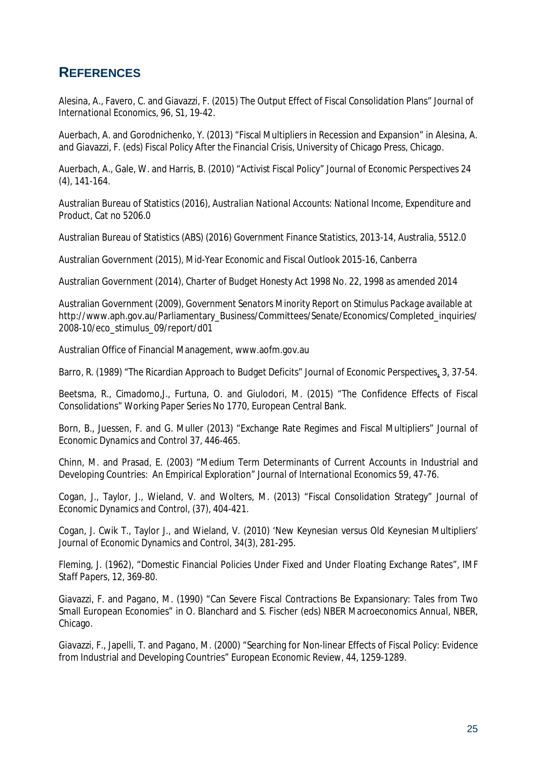## REFERENCES

Alesina, A., Favero, C. and Giavazzi, F. (2015) The Output Effect of Fiscal Consolidation Plans" *Journal of International Economics*, 96, S1, 19-42.

Auerbach, A. and Gorodnichenko, Y. (2013) "Fiscal Multipliers in Recession and Expansion" in Alesina, A. and Giavazzi, F. (eds) *Fiscal Policy After the Financial Crisis*, University of Chicago Press, Chicago.

Auerbach, A., Gale, W. and Harris, B. (2010) "Activist Fiscal Policy" *Journal of Economic Perspectives* 24 (4), 141-164.

Australian Bureau of Statistics (2016), *Australian National Accounts: National Income, Expenditure and Product*, Cat no 5206.0

Australian Bureau of Statistics (ABS) (2016) *Government Finance Statistics, 2013-14, Australia*, 5512.0

Australian Government (2015), *Mid-Year Economic and Fiscal Outlook 2015-16*, Canberra

Australian Government (2014), *Charter of Budget Honesty Act 1998 No. 22, 1998 as amended 2014*

Australian Government (2009), *Government Senators Minority Report on Stimulus Package* available at http://www.aph.gov.au/Parliamentary_Business/Committees/Senate/Economics/Completed_inquiries/2008-10/eco_stimulus_09/report/d01

Australian Office of Financial Management, www.aofm.gov.au

Barro, R. (1989) "The Ricardian Approach to Budget Deficits" *Journal of Economic Perspectives*, 3, 37-54.

Beetsma, R., Cimadomo,J., Furtuna, O. and Giulodori, M. (2015) "The Confidence Effects of Fiscal Consolidations" Working Paper Series No 1770, European Central Bank.

Born, B., Juessen, F. and G. Muller (2013) "Exchange Rate Regimes and Fiscal Multipliers" *Journal of Economic Dynamics and Control* 37, 446-465.

Chinn, M. and Prasad, E. (2003) "Medium Term Determinants of Current Accounts in Industrial and Developing Countries: An Empirical Exploration" *Journal of International Economics* 59, 47-76.

Cogan, J., Taylor, J., Wieland, V. and Wolters, M. (2013) "Fiscal Consolidation Strategy" *Journal of Economic Dynamics and Control*, (37), 404-421.

Cogan, J. Cwik T., Taylor J., and Wieland, V. (2010) 'New Keynesian versus Old Keynesian Multipliers' *Journal of Economic Dynamics and Control*, 34(3), 281-295.

Fleming, J. (1962), "Domestic Financial Policies Under Fixed and Under Floating Exchange Rates", *IMF Staff Papers*, 12, 369-80.

Giavazzi, F. and Pagano, M. (1990) "Can Severe Fiscal Contractions Be Expansionary: Tales from Two Small European Economies" in O. Blanchard and S. Fischer (eds) *NBER Macroeconomics Annual*, NBER, Chicago.

Giavazzi, F., Japelli, T. and Pagano, M. (2000) "Searching for Non-linear Effects of Fiscal Policy: Evidence from Industrial and Developing Countries" *European Economic Review*, 44, 1259-1289.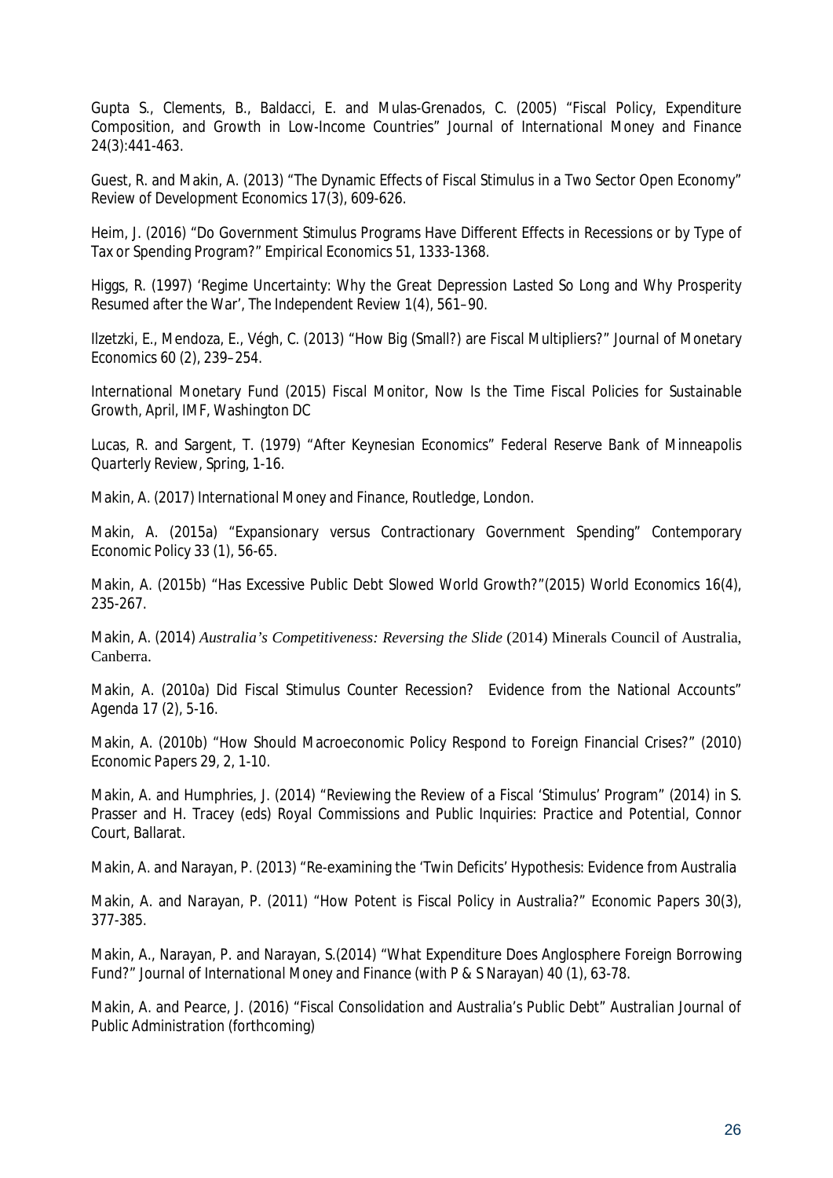Gupta S., Clements, B., Baldacci, E. and Mulas-Grenados, C. (2005) "Fiscal Policy, Expenditure Composition, and Growth in Low-Income Countries" *Journal of International Money and Finance* 24(3):441-463.

Guest, R. and Makin, A. (2013) "The Dynamic Effects of Fiscal Stimulus in a Two Sector Open Economy" Review of Development Economics 17(3), 609-626.

Heim, J. (2016) "Do Government Stimulus Programs Have Different Effects in Recessions or by Type of Tax or Spending Program?" Empirical Economics 51, 1333-1368.

Higgs, R. (1997) 'Regime Uncertainty: Why the Great Depression Lasted So Long and Why Prosperity Resumed after the War', The Independent Review 1(4), 561–90.

Ilzetzki, E., Mendoza, E., Végh, C. (2013) "How Big (Small?) are Fiscal Multipliers?" *Journal of Monetary Economics* 60 (2), 239–254.

International Monetary Fund (2015) *Fiscal Monitor, Now Is the Time Fiscal Policies for Sustainable Growth*, April, IMF, Washington DC

Lucas, R. and Sargent, T. (1979) "After Keynesian Economics" *Federal Reserve Bank of Minneapolis Quarterly Review*, Spring, 1-16.

Makin, A. (2017) *International Money and Finance*, Routledge, London.

Makin, A. (2015a) "Expansionary versus Contractionary Government Spending" Contemporary Economic Policy 33 (1), 56-65.

Makin, A. (2015b) "Has Excessive Public Debt Slowed World Growth?"(2015) World Economics 16(4), 235-267.

Makin, A. (2014) *Australia's Competitiveness: Reversing the Slide* (2014) Minerals Council of Australia, Canberra.

Makin, A. (2010a) Did Fiscal Stimulus Counter Recession? Evidence from the National Accounts" Agenda 17 (2), 5-16.

Makin, A. (2010b) "How Should Macroeconomic Policy Respond to Foreign Financial Crises?" (2010) *Economic Papers* 29, 2, 1-10.

Makin, A. and Humphries, J. (2014) "Reviewing the Review of a Fiscal 'Stimulus' Program" (2014) in S. Prasser and H. Tracey (eds) *Royal Commissions and Public Inquiries: Practice and Potential*, Connor Court, Ballarat.

Makin, A. and Narayan, P. (2013) "Re-examining the 'Twin Deficits' Hypothesis: Evidence from Australia

Makin, A. and Narayan, P. (2011) "How Potent is Fiscal Policy in Australia?" Economic Papers 30(3), 377-385.

Makin, A., Narayan, P. and Narayan, S.(2014) "What Expenditure Does Anglosphere Foreign Borrowing Fund?" *Journal of International Money and Finance* (with P & S Narayan) 40 (1), 63-78.

Makin, A. and Pearce, J. (2016) "Fiscal Consolidation and Australia's Public Debt" *Australian Journal of Public Administration* (forthcoming)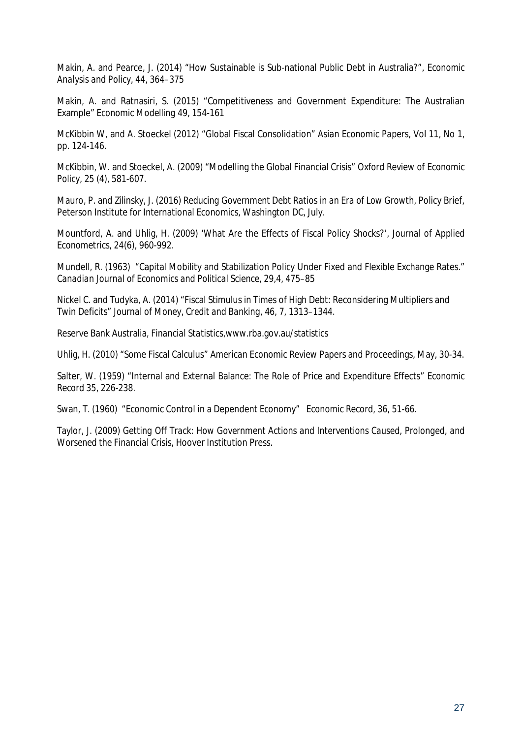Makin, A. and Pearce, J. (2014) "How Sustainable is Sub-national Public Debt in Australia?", *Economic Analysis and Policy*, 44, 364–375

Makin, A. and Ratnasiri, S. (2015) "Competitiveness and Government Expenditure: The Australian Example" Economic Modelling 49, 154-161

McKibbin W, and A. Stoeckel (2012) "Global Fiscal Consolidation" *Asian Economic Papers*, Vol 11, No 1, pp. 124-146.

McKibbin, W. and Stoeckel, A. (2009) "Modelling the Global Financial Crisis" Oxford Review of Economic Policy, 25 (4), 581-607.

Mauro, P. and Zilinsky, J. (2016) *Reducing Government Debt Ratios in an Era of Low Growth*, Policy Brief, Peterson Institute for International Economics, Washington DC, July.

Mountford, A. and Uhlig, H. (2009) 'What Are the Effects of Fiscal Policy Shocks?', Journal of Applied Econometrics, 24(6), 960-992.

Mundell, R. (1963) "Capital Mobility and Stabilization Policy Under Fixed and Flexible Exchange Rates." *Canadian Journal of Economics and Political Science*, 29,4, 475–85

Nickel C. and Tudyka, A. (2014) "Fiscal Stimulus in Times of High Debt: Reconsidering Multipliers and Twin Deficits" *Journal of Money, Credit and Banking*, 46, 7, 1313–1344.

Reserve Bank Australia, *Financial Statistics*,www.rba.gov.au/statistics

Uhlig, H. (2010) "Some Fiscal Calculus" American Economic Review Papers and Proceedings, May, 30-34.

Salter, W. (1959) "Internal and External Balance: The Role of Price and Expenditure Effects" Economic Record 35, 226-238.

Swan, T. (1960) "Economic Control in a Dependent Economy" Economic Record, 36, 51-66.

Taylor, J. (2009) *Getting Off Track: How Government Actions and Interventions Caused, Prolonged, and Worsened the Financial Crisis*, Hoover Institution Press.